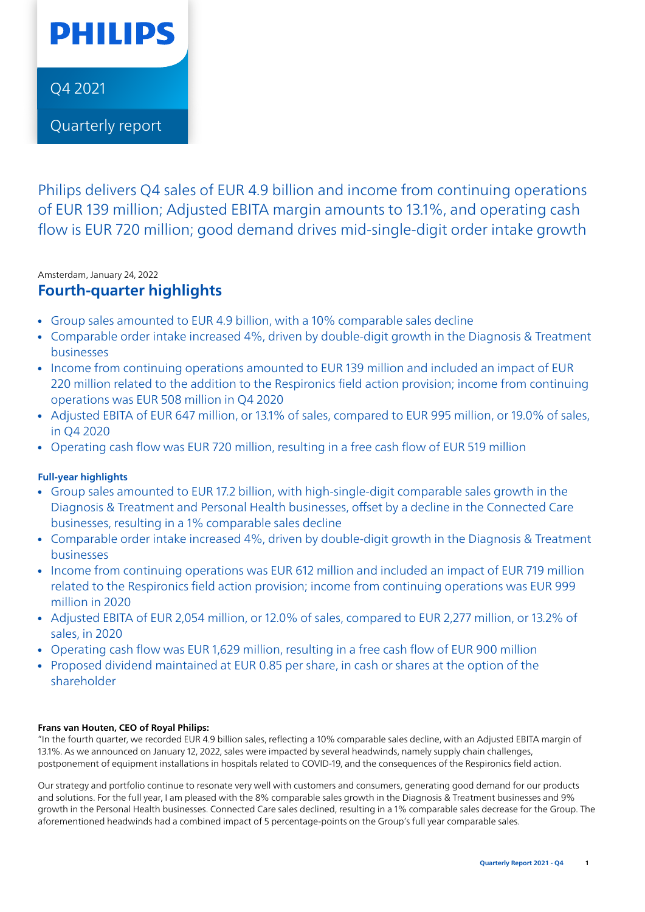PHILIPS

Q4 2021

Quarterly report

# Philips delivers Q4 sales of EUR 4.9 billion and income from continuing operations of EUR 139 million; Adjusted EBITA margin amounts to 13.1%, and operating cash flow is EUR 720 million; good demand drives mid-single-digit order intake growth

Amsterdam, January 24, 2022

## Fourth-quarter highlights

- Group sales amounted to EUR 4.9 billion, with a 10% comparable sales decline
- Comparable order intake increased 4%, driven by double-digit growth in the Diagnosis & Treatment businesses
- Income from continuing operations amounted to EUR 139 million and included an impact of EUR 220 million related to the addition to the Respironics field action provision; income from continuing operations was EUR 508 million in Q4 2020
- Adjusted EBITA of EUR 647 million, or 13.1% of sales, compared to EUR 995 million, or 19.0% of sales, in Q4 2020
- Operating cash flow was EUR 720 million, resulting in a free cash flow of EUR 519 million

### Full-year highlights

- Group sales amounted to EUR 17.2 billion, with high-single-digit comparable sales growth in the Diagnosis & Treatment and Personal Health businesses, offset by a decline in the Connected Care businesses, resulting in a 1% comparable sales decline
- Comparable order intake increased 4%, driven by double-digit growth in the Diagnosis & Treatment businesses
- Income from continuing operations was EUR 612 million and included an impact of EUR 719 million related to the Respironics field action provision; income from continuing operations was EUR 999 million in 2020
- Adjusted EBITA of EUR 2,054 million, or 12.0% of sales, compared to EUR 2,277 million, or 13.2% of sales, in 2020
- Operating cash flow was EUR 1,629 million, resulting in a free cash flow of EUR 900 million
- Proposed dividend maintained at EUR 0.85 per share, in cash or shares at the option of the shareholder

**Frans van Houten, CEO of Royal Philips:**

"In the fourth quarter, we recorded EUR 4.9 billion sales, reflecting a 10% comparable sales decline, with an Adjusted EBITA margin of 13.1%. As we announced on January 12, 2022, sales were impacted by several headwinds, namely supply chain challenges, postponement of equipment installations in hospitals related to COVID-19, and the consequences of the Respironics field action.

Our strategy and portfolio continue to resonate very well with customers and consumers, generating good demand for our products and solutions. For the full year, I am pleased with the 8% comparable sales growth in the Diagnosis & Treatment businesses and 9% growth in the Personal Health businesses. Connected Care sales declined, resulting in a 1% comparable sales decrease for the Group. The aforementioned headwinds had a combined impact of 5 percentage-points on the Group's full year comparable sales.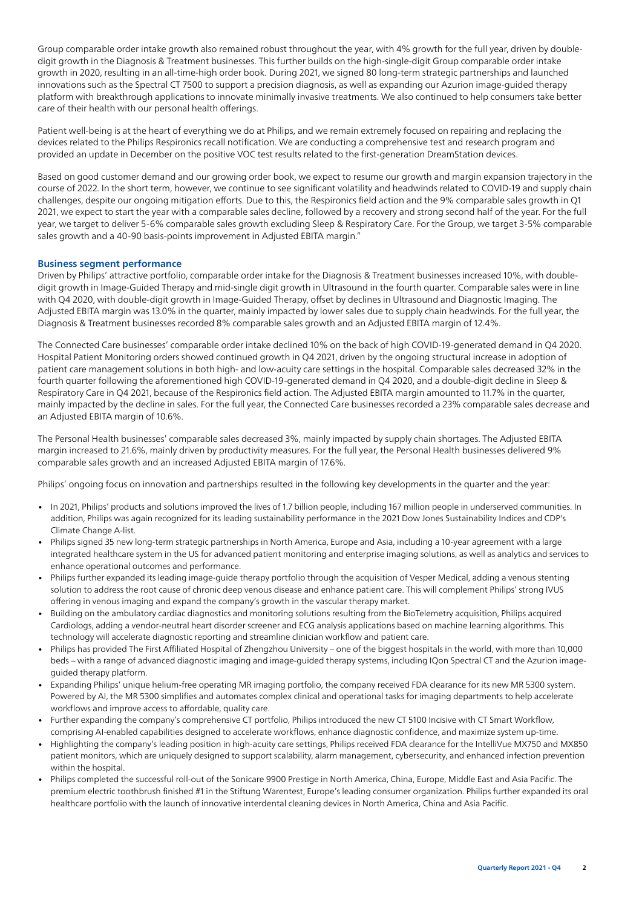Group comparable order intake growth also remained robust throughout the year, with 4% growth for the full year, driven by double-digit growth in the Diagnosis & Treatment businesses. This further builds on the high-single-digit Group comparable order intake growth in 2020, resulting in an all-time-high order book. During 2021, we signed 80 long-term strategic partnerships and launched innovations such as the Spectral CT 7500 to support a precision diagnosis, as well as expanding our Azurion image-guided therapy platform with breakthrough applications to innovate minimally invasive treatments. We also continued to help consumers take better care of their health with our personal health offerings.

Patient well-being is at the heart of everything we do at Philips, and we remain extremely focused on repairing and replacing the devices related to the Philips Respironics recall notification. We are conducting a comprehensive test and research program and provided an update in December on the positive VOC test results related to the first-generation DreamStation devices.

Based on good customer demand and our growing order book, we expect to resume our growth and margin expansion trajectory in the course of 2022. In the short term, however, we continue to see significant volatility and headwinds related to COVID-19 and supply chain challenges, despite our ongoing mitigation efforts. Due to this, the Respironics field action and the 9% comparable sales growth in Q1 2021, we expect to start the year with a comparable sales decline, followed by a recovery and strong second half of the year. For the full year, we target to deliver 5-6% comparable sales growth excluding Sleep & Respiratory Care. For the Group, we target 3-5% comparable sales growth and a 40-90 basis-points improvement in Adjusted EBITA margin."

## Business segment performance

Driven by Philips' attractive portfolio, comparable order intake for the Diagnosis & Treatment businesses increased 10%, with double-digit growth in Image-Guided Therapy and mid-single digit growth in Ultrasound in the fourth quarter. Comparable sales were in line with Q4 2020, with double-digit growth in Image-Guided Therapy, offset by declines in Ultrasound and Diagnostic Imaging. The Adjusted EBITA margin was 13.0% in the quarter, mainly impacted by lower sales due to supply chain headwinds. For the full year, the Diagnosis & Treatment businesses recorded 8% comparable sales growth and an Adjusted EBITA margin of 12.4%.

The Connected Care businesses' comparable order intake declined 10% on the back of high COVID-19-generated demand in Q4 2020. Hospital Patient Monitoring orders showed continued growth in Q4 2021, driven by the ongoing structural increase in adoption of patient care management solutions in both high- and low-acuity care settings in the hospital. Comparable sales decreased 32% in the fourth quarter following the aforementioned high COVID-19-generated demand in Q4 2020, and a double-digit decline in Sleep & Respiratory Care in Q4 2021, because of the Respironics field action. The Adjusted EBITA margin amounted to 11.7% in the quarter, mainly impacted by the decline in sales. For the full year, the Connected Care businesses recorded a 23% comparable sales decrease and an Adjusted EBITA margin of 10.6%.

The Personal Health businesses' comparable sales decreased 3%, mainly impacted by supply chain shortages. The Adjusted EBITA margin increased to 21.6%, mainly driven by productivity measures. For the full year, the Personal Health businesses delivered 9% comparable sales growth and an increased Adjusted EBITA margin of 17.6%.

Philips' ongoing focus on innovation and partnerships resulted in the following key developments in the quarter and the year:

- In 2021, Philips' products and solutions improved the lives of 1.7 billion people, including 167 million people in underserved communities. In addition, Philips was again recognized for its leading sustainability performance in the 2021 Dow Jones Sustainability Indices and CDP's Climate Change A-list.
- Philips signed 35 new long-term strategic partnerships in North America, Europe and Asia, including a 10-year agreement with a large integrated healthcare system in the US for advanced patient monitoring and enterprise imaging solutions, as well as analytics and services to enhance operational outcomes and performance.
- Philips further expanded its leading image-guide therapy portfolio through the acquisition of Vesper Medical, adding a venous stenting solution to address the root cause of chronic deep venous disease and enhance patient care. This will complement Philips' strong IVUS offering in venous imaging and expand the company's growth in the vascular therapy market.
- Building on the ambulatory cardiac diagnostics and monitoring solutions resulting from the BioTelemetry acquisition, Philips acquired Cardiologs, adding a vendor-neutral heart disorder screener and ECG analysis applications based on machine learning algorithms. This technology will accelerate diagnostic reporting and streamline clinician workflow and patient care.
- Philips has provided The First Affiliated Hospital of Zhengzhou University – one of the biggest hospitals in the world, with more than 10,000 beds – with a range of advanced diagnostic imaging and image-guided therapy systems, including IQon Spectral CT and the Azurion image-guided therapy platform.
- Expanding Philips' unique helium-free operating MR imaging portfolio, the company received FDA clearance for its new MR 5300 system. Powered by AI, the MR 5300 simplifies and automates complex clinical and operational tasks for imaging departments to help accelerate workflows and improve access to affordable, quality care.
- Further expanding the company's comprehensive CT portfolio, Philips introduced the new CT 5100 Incisive with CT Smart Workflow, comprising AI-enabled capabilities designed to accelerate workflows, enhance diagnostic confidence, and maximize system up-time.
- Highlighting the company's leading position in high-acuity care settings, Philips received FDA clearance for the IntelliVue MX750 and MX850 patient monitors, which are uniquely designed to support scalability, alarm management, cybersecurity, and enhanced infection prevention within the hospital.
- Philips completed the successful roll-out of the Sonicare 9900 Prestige in North America, China, Europe, Middle East and Asia Pacific. The premium electric toothbrush finished #1 in the Stiftung Warentest, Europe's leading consumer organization. Philips further expanded its oral healthcare portfolio with the launch of innovative interdental cleaning devices in North America, China and Asia Pacific.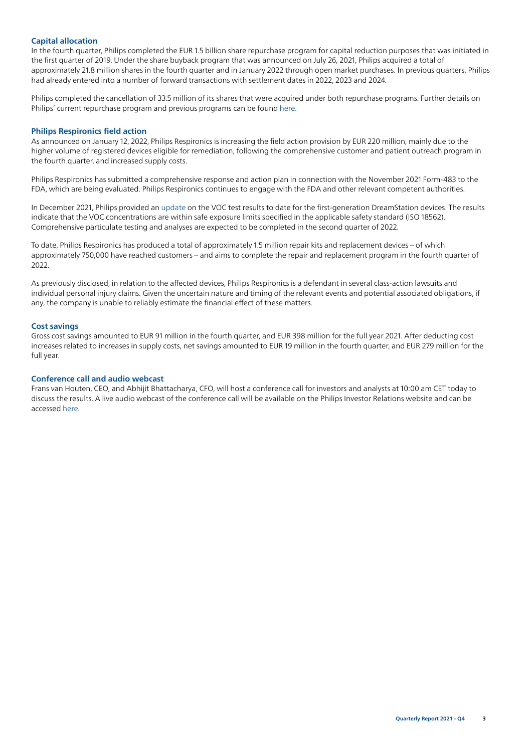### Capital allocation

In the fourth quarter, Philips completed the EUR 1.5 billion share repurchase program for capital reduction purposes that was initiated in the first quarter of 2019. Under the share buyback program that was announced on July 26, 2021, Philips acquired a total of approximately 21.8 million shares in the fourth quarter and in January 2022 through open market purchases. In previous quarters, Philips had already entered into a number of forward transactions with settlement dates in 2022, 2023 and 2024.

Philips completed the cancellation of 33.5 million of its shares that were acquired under both repurchase programs. Further details on Philips' current repurchase program and previous programs can be found here.

### Philips Respironics field action

As announced on January 12, 2022, Philips Respironics is increasing the field action provision by EUR 220 million, mainly due to the higher volume of registered devices eligible for remediation, following the comprehensive customer and patient outreach program in the fourth quarter, and increased supply costs.

Philips Respironics has submitted a comprehensive response and action plan in connection with the November 2021 Form-483 to the FDA, which are being evaluated. Philips Respironics continues to engage with the FDA and other relevant competent authorities.

In December 2021, Philips provided an update on the VOC test results to date for the first-generation DreamStation devices. The results indicate that the VOC concentrations are within safe exposure limits specified in the applicable safety standard (ISO 18562). Comprehensive particulate testing and analyses are expected to be completed in the second quarter of 2022.

To date, Philips Respironics has produced a total of approximately 1.5 million repair kits and replacement devices – of which approximately 750,000 have reached customers – and aims to complete the repair and replacement program in the fourth quarter of 2022.

As previously disclosed, in relation to the affected devices, Philips Respironics is a defendant in several class-action lawsuits and individual personal injury claims. Given the uncertain nature and timing of the relevant events and potential associated obligations, if any, the company is unable to reliably estimate the financial effect of these matters.

### Cost savings

Gross cost savings amounted to EUR 91 million in the fourth quarter, and EUR 398 million for the full year 2021. After deducting cost increases related to increases in supply costs, net savings amounted to EUR 19 million in the fourth quarter, and EUR 279 million for the full year.

### Conference call and audio webcast

Frans van Houten, CEO, and Abhijit Bhattacharya, CFO, will host a conference call for investors and analysts at 10:00 am CET today to discuss the results. A live audio webcast of the conference call will be available on the Philips Investor Relations website and can be accessed here.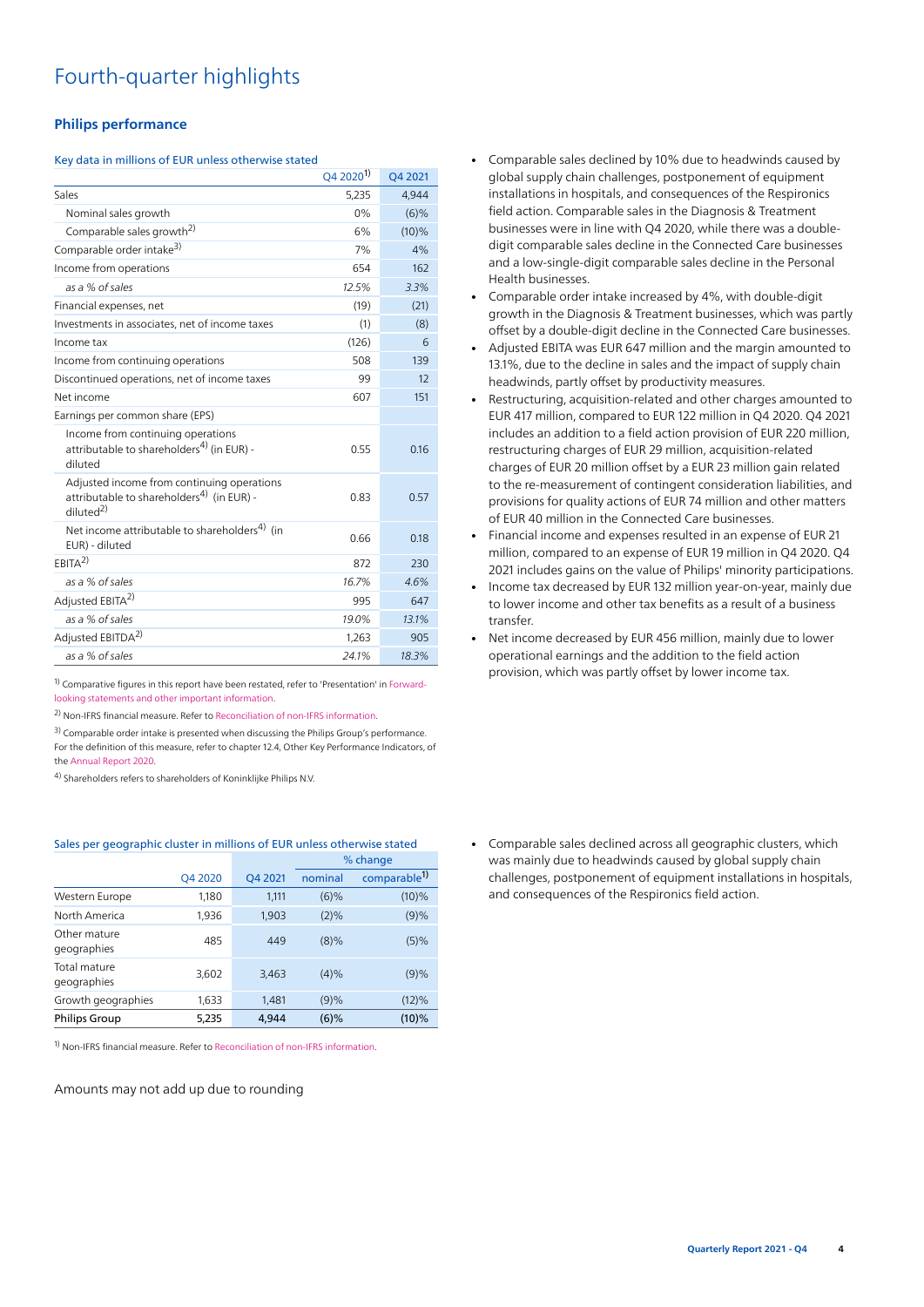# Fourth-quarter highlights

## Philips performance

Key data in millions of EUR unless otherwise stated

| | Q4 2020[1] | Q4 2021 |
|---|---|---|
| Sales | 5,235 | 4,944 |
| Nominal sales growth | 0% | (6)% |
| Comparable sales growth[2] | 6% | (10)% |
| Comparable order intake[3] | 7% | 4% |
| Income from operations | 654 | 162 |
| *as a % of sales* | *12.5%* | *3.3%* |
| Financial expenses, net | (19) | (21) |
| Investments in associates, net of income taxes | (1) | (8) |
| Income tax | (126) | 6 |
| Income from continuing operations | 508 | 139 |
| Discontinued operations, net of income taxes | 99 | 12 |
| Net income | 607 | 151 |
| Earnings per common share (EPS) | | |
| Income from continuing operations attributable to shareholders[4] (in EUR) - diluted | 0.55 | 0.16 |
| Adjusted income from continuing operations attributable to shareholders[4] (in EUR) - diluted[2] | 0.83 | 0.57 |
| Net income attributable to shareholders[4] (in EUR) - diluted | 0.66 | 0.18 |
| EBITA[2] | 872 | 230 |
| *as a % of sales* | *16.7%* | *4.6%* |
| Adjusted EBITA[2] | 995 | 647 |
| *as a % of sales* | *19.0%* | *13.1%* |
| Adjusted EBITDA[2] | 1,263 | 905 |
| *as a % of sales* | *24.1%* | *18.3%* |

[1] Comparative figures in this report have been restated, refer to 'Presentation' in Forward-looking statements and other important information.

[2] Non-IFRS financial measure. Refer to Reconciliation of non-IFRS information.

[3] Comparable order intake is presented when discussing the Philips Group's performance. For the definition of this measure, refer to chapter 12.4, Other Key Performance Indicators, of the Annual Report 2020.

[4] Shareholders refers to shareholders of Koninklijke Philips N.V.

- Comparable sales declined by 10% due to headwinds caused by global supply chain challenges, postponement of equipment installations in hospitals, and consequences of the Respironics field action. Comparable sales in the Diagnosis & Treatment businesses were in line with Q4 2020, while there was a double-digit comparable sales decline in the Connected Care businesses and a low-single-digit comparable sales decline in the Personal Health businesses.
- Comparable order intake increased by 4%, with double-digit growth in the Diagnosis & Treatment businesses, which was partly offset by a double-digit decline in the Connected Care businesses.
- Adjusted EBITA was EUR 647 million and the margin amounted to 13.1%, due to the decline in sales and the impact of supply chain headwinds, partly offset by productivity measures.
- Restructuring, acquisition-related and other charges amounted to EUR 417 million, compared to EUR 122 million in Q4 2020. Q4 2021 includes an addition to a field action provision of EUR 220 million, restructuring charges of EUR 29 million, acquisition-related charges of EUR 20 million offset by a EUR 23 million gain related to the re-measurement of contingent consideration liabilities, and provisions for quality actions of EUR 74 million and other matters of EUR 40 million in the Connected Care businesses.
- Financial income and expenses resulted in an expense of EUR 21 million, compared to an expense of EUR 19 million in Q4 2020. Q4 2021 includes gains on the value of Philips' minority participations.
- Income tax decreased by EUR 132 million year-on-year, mainly due to lower income and other tax benefits as a result of a business transfer.
- Net income decreased by EUR 456 million, mainly due to lower operational earnings and the addition to the field action provision, which was partly offset by lower income tax.

Sales per geographic cluster in millions of EUR unless otherwise stated

| | | | % change | |
|---|---|---|---|---|
| | Q4 2020 | Q4 2021 | nominal | comparable[1] |
| Western Europe | 1,180 | 1,111 | (6)% | (10)% |
| North America | 1,936 | 1,903 | (2)% | (9)% |
| Other mature geographies | 485 | 449 | (8)% | (5)% |
| Total mature geographies | 3,602 | 3,463 | (4)% | (9)% |
| Growth geographies | 1,633 | 1,481 | (9)% | (12)% |
| **Philips Group** | **5,235** | **4,944** | **(6)%** | **(10)%** |

[1] Non-IFRS financial measure. Refer to Reconciliation of non-IFRS information.

Amounts may not add up due to rounding

- Comparable sales declined across all geographic clusters, which was mainly due to headwinds caused by global supply chain challenges, postponement of equipment installations in hospitals, and consequences of the Respironics field action.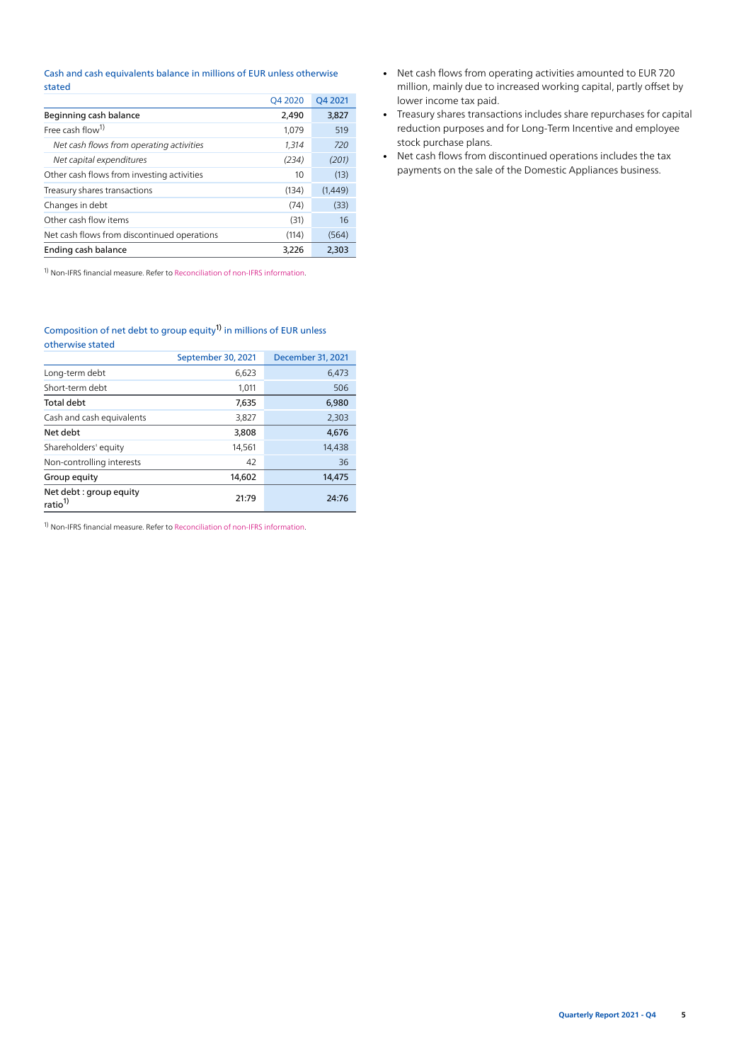Cash and cash equivalents balance in millions of EUR unless otherwise stated

| | Q4 2020 | Q4 2021 |
|---|---|---|
| **Beginning cash balance** | **2,490** | **3,827** |
| Free cash flow[1] | 1,079 | 519 |
| *Net cash flows from operating activities* | *1,314* | *720* |
| *Net capital expenditures* | *(234)* | *(201)* |
| Other cash flows from investing activities | 10 | (13) |
| Treasury shares transactions | (134) | (1,449) |
| Changes in debt | (74) | (33) |
| Other cash flow items | (31) | 16 |
| Net cash flows from discontinued operations | (114) | (564) |
| **Ending cash balance** | **3,226** | **2,303** |

[1] Non-IFRS financial measure. Refer to Reconciliation of non-IFRS information.

- Net cash flows from operating activities amounted to EUR 720 million, mainly due to increased working capital, partly offset by lower income tax paid.
- Treasury shares transactions includes share repurchases for capital reduction purposes and for Long-Term Incentive and employee stock purchase plans.
- Net cash flows from discontinued operations includes the tax payments on the sale of the Domestic Appliances business.

Composition of net debt to group equity[1] in millions of EUR unless otherwise stated

| | September 30, 2021 | December 31, 2021 |
|---|---|---|
| Long-term debt | 6,623 | 6,473 |
| Short-term debt | 1,011 | 506 |
| **Total debt** | **7,635** | **6,980** |
| Cash and cash equivalents | 3,827 | 2,303 |
| **Net debt** | **3,808** | **4,676** |
| Shareholders' equity | 14,561 | 14,438 |
| Non-controlling interests | 42 | 36 |
| **Group equity** | **14,602** | **14,475** |
| **Net debt : group equity ratio[1]** | **21:79** | **24:76** |

[1] Non-IFRS financial measure. Refer to Reconciliation of non-IFRS information.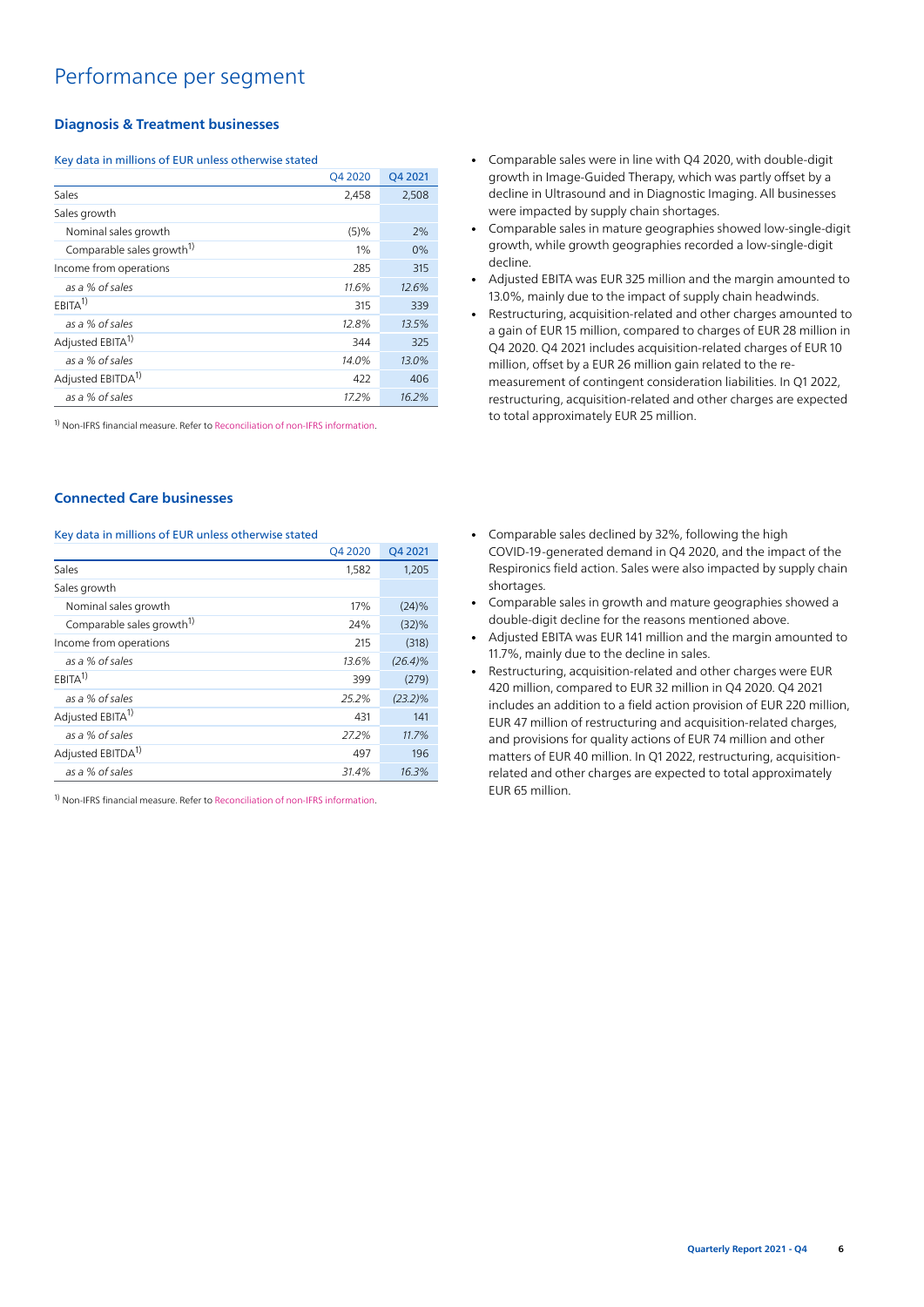# Performance per segment

## Diagnosis & Treatment businesses

Key data in millions of EUR unless otherwise stated

| | Q4 2020 | Q4 2021 |
|---|---|---|
| Sales | 2,458 | 2,508 |
| Sales growth | | |
| Nominal sales growth | (5)% | 2% |
| Comparable sales growth[1)] | 1% | 0% |
| Income from operations | 285 | 315 |
| *as a % of sales* | *11.6%* | *12.6%* |
| EBITA[1)] | 315 | 339 |
| *as a % of sales* | *12.8%* | *13.5%* |
| Adjusted EBITA[1)] | 344 | 325 |
| *as a % of sales* | *14.0%* | *13.0%* |
| Adjusted EBITDA[1)] | 422 | 406 |
| *as a % of sales* | *17.2%* | *16.2%* |

[1)] Non-IFRS financial measure. Refer to Reconciliation of non-IFRS information.

- Comparable sales were in line with Q4 2020, with double-digit growth in Image-Guided Therapy, which was partly offset by a decline in Ultrasound and in Diagnostic Imaging. All businesses were impacted by supply chain shortages.
- Comparable sales in mature geographies showed low-single-digit growth, while growth geographies recorded a low-single-digit decline.
- Adjusted EBITA was EUR 325 million and the margin amounted to 13.0%, mainly due to the impact of supply chain headwinds.
- Restructuring, acquisition-related and other charges amounted to a gain of EUR 15 million, compared to charges of EUR 28 million in Q4 2020. Q4 2021 includes acquisition-related charges of EUR 10 million, offset by a EUR 26 million gain related to the re-measurement of contingent consideration liabilities. In Q1 2022, restructuring, acquisition-related and other charges are expected to total approximately EUR 25 million.

## Connected Care businesses

Key data in millions of EUR unless otherwise stated

| | Q4 2020 | Q4 2021 |
|---|---|---|
| Sales | 1,582 | 1,205 |
| Sales growth | | |
| Nominal sales growth | 17% | (24)% |
| Comparable sales growth[1)] | 24% | (32)% |
| Income from operations | 215 | (318) |
| *as a % of sales* | *13.6%* | *(26.4)%* |
| EBITA[1)] | 399 | (279) |
| *as a % of sales* | *25.2%* | *(23.2)%* |
| Adjusted EBITA[1)] | 431 | 141 |
| *as a % of sales* | *27.2%* | *11.7%* |
| Adjusted EBITDA[1)] | 497 | 196 |
| *as a % of sales* | *31.4%* | *16.3%* |

[1)] Non-IFRS financial measure. Refer to Reconciliation of non-IFRS information.

- Comparable sales declined by 32%, following the high COVID-19-generated demand in Q4 2020, and the impact of the Respironics field action. Sales were also impacted by supply chain shortages.
- Comparable sales in growth and mature geographies showed a double-digit decline for the reasons mentioned above.
- Adjusted EBITA was EUR 141 million and the margin amounted to 11.7%, mainly due to the decline in sales.
- Restructuring, acquisition-related and other charges were EUR 420 million, compared to EUR 32 million in Q4 2020. Q4 2021 includes an addition to a field action provision of EUR 220 million, EUR 47 million of restructuring and acquisition-related charges, and provisions for quality actions of EUR 74 million and other matters of EUR 40 million. In Q1 2022, restructuring, acquisition-related and other charges are expected to total approximately EUR 65 million.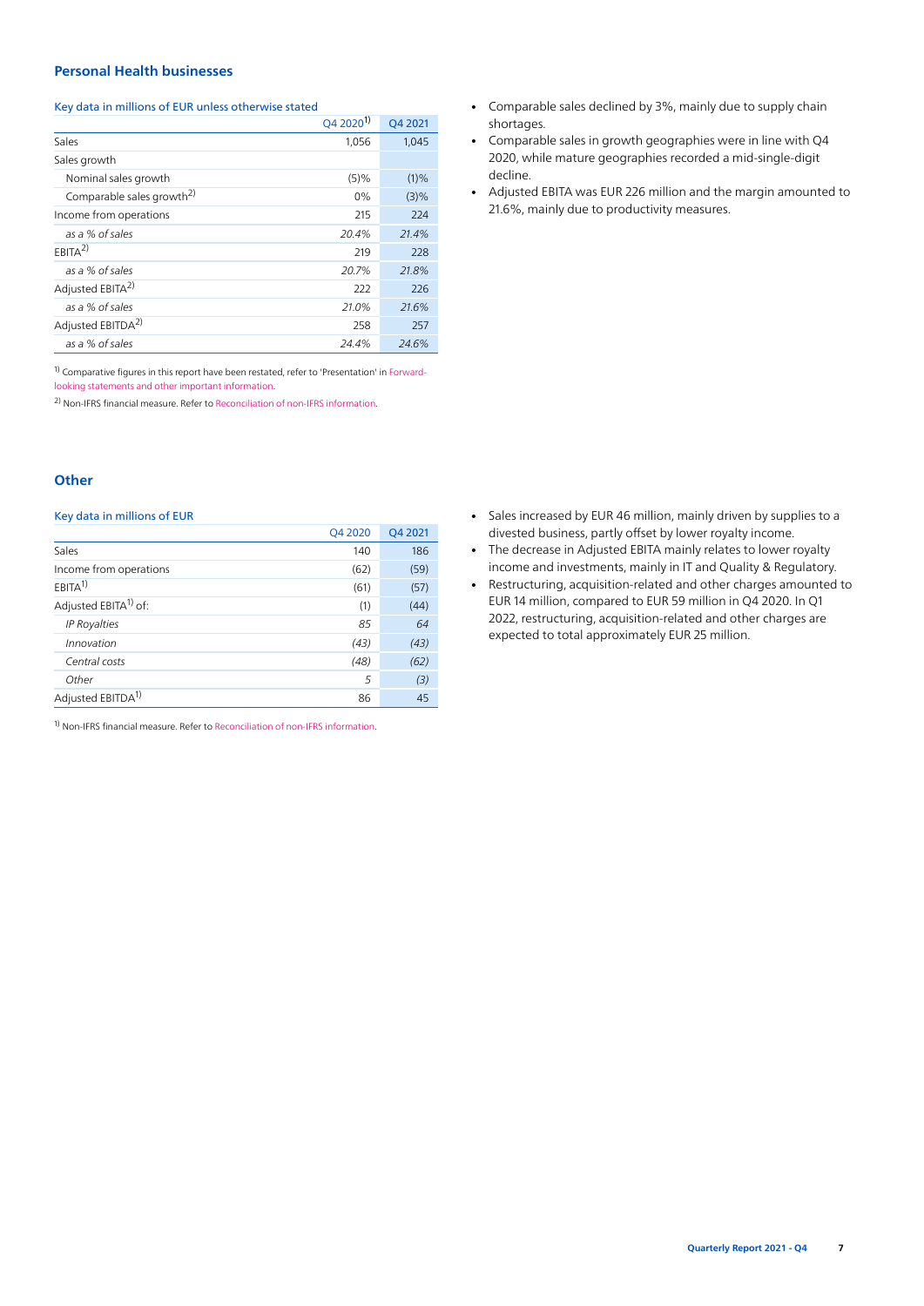## Personal Health businesses

Key data in millions of EUR unless otherwise stated

| | Q4 2020[1] | Q4 2021 |
|---|---|---|
| Sales | 1,056 | 1,045 |
| Sales growth | | |
| Nominal sales growth | (5)% | (1)% |
| Comparable sales growth[2] | 0% | (3)% |
| Income from operations | 215 | 224 |
| *as a % of sales* | *20.4%* | *21.4%* |
| EBITA[2] | 219 | 228 |
| *as a % of sales* | *20.7%* | *21.8%* |
| Adjusted EBITA[2] | 222 | 226 |
| *as a % of sales* | *21.0%* | *21.6%* |
| Adjusted EBITDA[2] | 258 | 257 |
| *as a % of sales* | *24.4%* | *24.6%* |

[1] Comparative figures in this report have been restated, refer to 'Presentation' in Forward-looking statements and other important information.

[2] Non-IFRS financial measure. Refer to Reconciliation of non-IFRS information.

- Comparable sales declined by 3%, mainly due to supply chain shortages.
- Comparable sales in growth geographies were in line with Q4 2020, while mature geographies recorded a mid-single-digit decline.
- Adjusted EBITA was EUR 226 million and the margin amounted to 21.6%, mainly due to productivity measures.

## Other

Key data in millions of EUR

| | Q4 2020 | Q4 2021 |
|---|---|---|
| Sales | 140 | 186 |
| Income from operations | (62) | (59) |
| EBITA[1] | (61) | (57) |
| Adjusted EBITA[1] of: | (1) | (44) |
| *IP Royalties* | *85* | *64* |
| *Innovation* | *(43)* | *(43)* |
| *Central costs* | *(48)* | *(62)* |
| *Other* | *5* | *(3)* |
| Adjusted EBITDA[1] | 86 | 45 |

[1] Non-IFRS financial measure. Refer to Reconciliation of non-IFRS information.

- Sales increased by EUR 46 million, mainly driven by supplies to a divested business, partly offset by lower royalty income.
- The decrease in Adjusted EBITA mainly relates to lower royalty income and investments, mainly in IT and Quality & Regulatory.
- Restructuring, acquisition-related and other charges amounted to EUR 14 million, compared to EUR 59 million in Q4 2020. In Q1 2022, restructuring, acquisition-related and other charges are expected to total approximately EUR 25 million.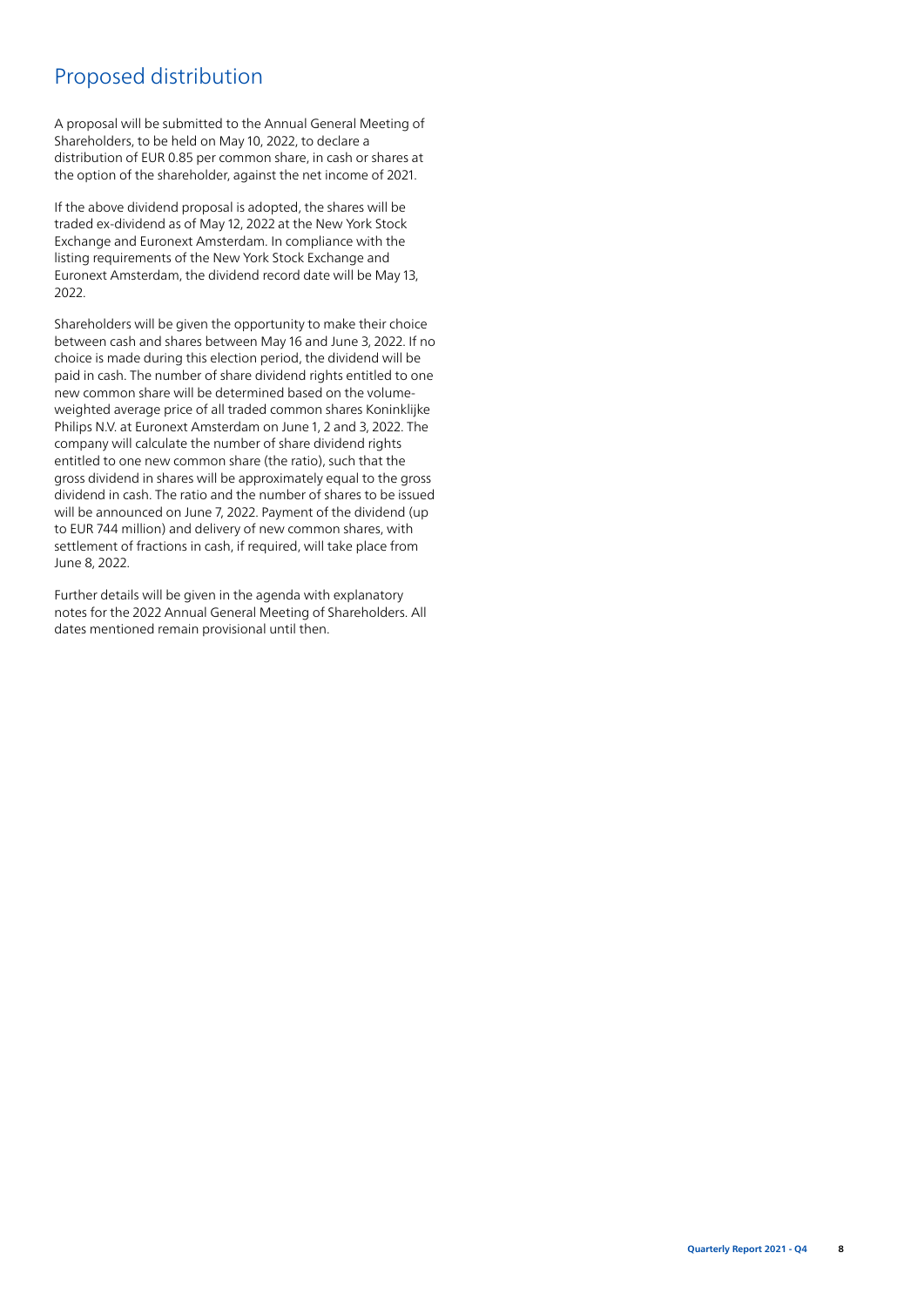## Proposed distribution

A proposal will be submitted to the Annual General Meeting of Shareholders, to be held on May 10, 2022, to declare a distribution of EUR 0.85 per common share, in cash or shares at the option of the shareholder, against the net income of 2021.

If the above dividend proposal is adopted, the shares will be traded ex-dividend as of May 12, 2022 at the New York Stock Exchange and Euronext Amsterdam. In compliance with the listing requirements of the New York Stock Exchange and Euronext Amsterdam, the dividend record date will be May 13, 2022.

Shareholders will be given the opportunity to make their choice between cash and shares between May 16 and June 3, 2022. If no choice is made during this election period, the dividend will be paid in cash. The number of share dividend rights entitled to one new common share will be determined based on the volume-weighted average price of all traded common shares Koninklijke Philips N.V. at Euronext Amsterdam on June 1, 2 and 3, 2022. The company will calculate the number of share dividend rights entitled to one new common share (the ratio), such that the gross dividend in shares will be approximately equal to the gross dividend in cash. The ratio and the number of shares to be issued will be announced on June 7, 2022. Payment of the dividend (up to EUR 744 million) and delivery of new common shares, with settlement of fractions in cash, if required, will take place from June 8, 2022.

Further details will be given in the agenda with explanatory notes for the 2022 Annual General Meeting of Shareholders. All dates mentioned remain provisional until then.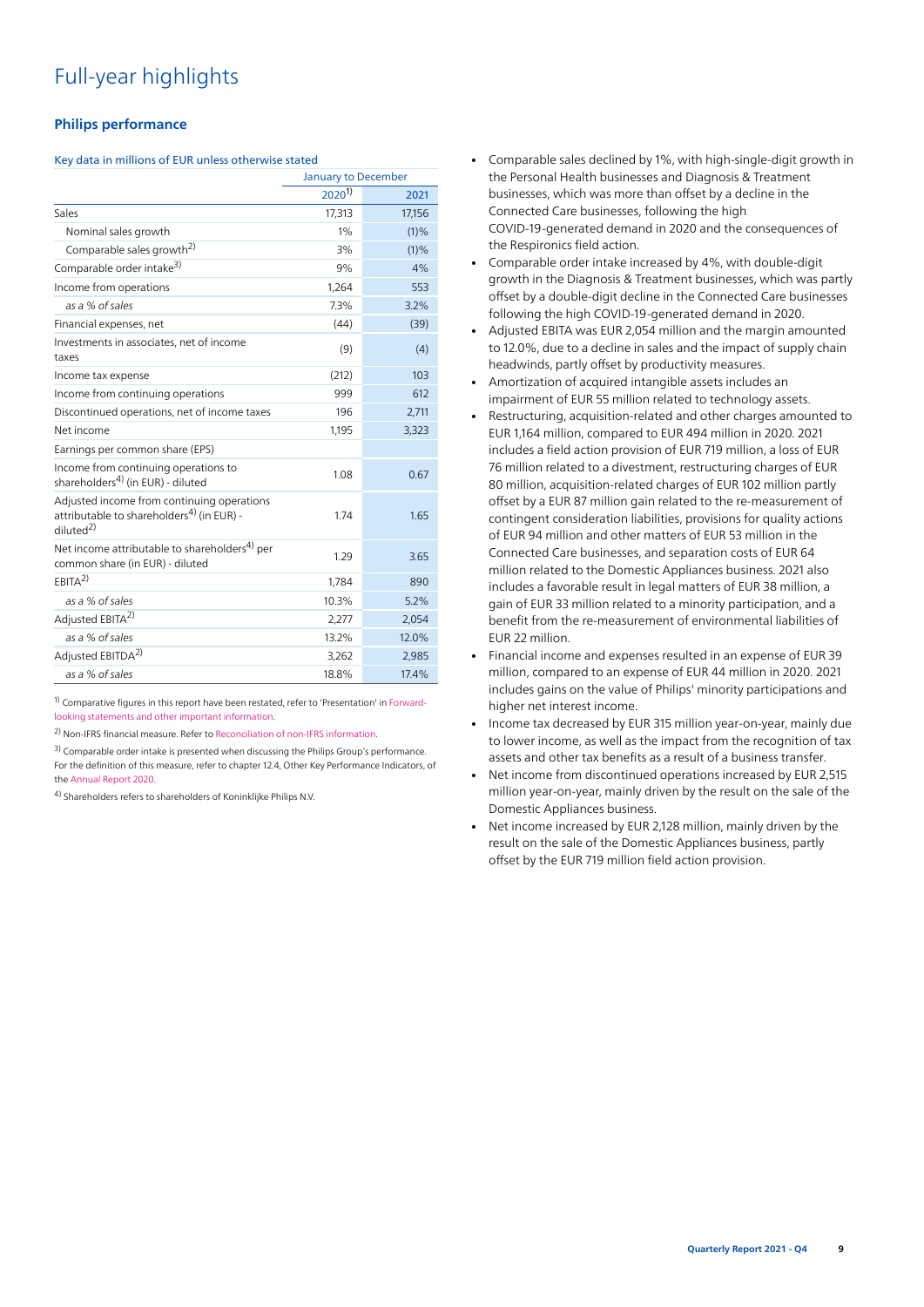# Full-year highlights

### Philips performance

Key data in millions of EUR unless otherwise stated

| | January to December | |
|---|---|---|
| | 2020[1] | 2021 |
| Sales | 17,313 | 17,156 |
| Nominal sales growth | 1% | (1)% |
| Comparable sales growth[2] | 3% | (1)% |
| Comparable order intake[3] | 9% | 4% |
| Income from operations | 1,264 | 553 |
| *as a % of sales* | 7.3% | 3.2% |
| Financial expenses, net | (44) | (39) |
| Investments in associates, net of income taxes | (9) | (4) |
| Income tax expense | (212) | 103 |
| Income from continuing operations | 999 | 612 |
| Discontinued operations, net of income taxes | 196 | 2,711 |
| Net income | 1,195 | 3,323 |
| Earnings per common share (EPS) | | |
| Income from continuing operations to shareholders[4] (in EUR) - diluted | 1.08 | 0.67 |
| Adjusted income from continuing operations attributable to shareholders[4] (in EUR) - diluted[2] | 1.74 | 1.65 |
| Net income attributable to shareholders[4] per common share (in EUR) - diluted | 1.29 | 3.65 |
| EBITA[2] | 1,784 | 890 |
| *as a % of sales* | 10.3% | 5.2% |
| Adjusted EBITA[2] | 2,277 | 2,054 |
| *as a % of sales* | 13.2% | 12.0% |
| Adjusted EBITDA[2] | 3,262 | 2,985 |
| *as a % of sales* | 18.8% | 17.4% |

[1] Comparative figures in this report have been restated, refer to 'Presentation' in Forward-looking statements and other important information.

[2] Non-IFRS financial measure. Refer to Reconciliation of non-IFRS information.

[3] Comparable order intake is presented when discussing the Philips Group's performance. For the definition of this measure, refer to chapter 12.4, Other Key Performance Indicators, of the Annual Report 2020.

[4] Shareholders refers to shareholders of Koninklijke Philips N.V.

- Comparable sales declined by 1%, with high-single-digit growth in the Personal Health businesses and Diagnosis & Treatment businesses, which was more than offset by a decline in the Connected Care businesses, following the high COVID-19-generated demand in 2020 and the consequences of the Respironics field action.
- Comparable order intake increased by 4%, with double-digit growth in the Diagnosis & Treatment businesses, which was partly offset by a double-digit decline in the Connected Care businesses following the high COVID-19-generated demand in 2020.
- Adjusted EBITA was EUR 2,054 million and the margin amounted to 12.0%, due to a decline in sales and the impact of supply chain headwinds, partly offset by productivity measures.
- Amortization of acquired intangible assets includes an impairment of EUR 55 million related to technology assets.
- Restructuring, acquisition-related and other charges amounted to EUR 1,164 million, compared to EUR 494 million in 2020. 2021 includes a field action provision of EUR 719 million, a loss of EUR 76 million related to a divestment, restructuring charges of EUR 80 million, acquisition-related charges of EUR 102 million partly offset by a EUR 87 million gain related to the re-measurement of contingent consideration liabilities, provisions for quality actions of EUR 94 million and other matters of EUR 53 million in the Connected Care businesses, and separation costs of EUR 64 million related to the Domestic Appliances business. 2021 also includes a favorable result in legal matters of EUR 38 million, a gain of EUR 33 million related to a minority participation, and a benefit from the re-measurement of environmental liabilities of EUR 22 million.
- Financial income and expenses resulted in an expense of EUR 39 million, compared to an expense of EUR 44 million in 2020. 2021 includes gains on the value of Philips' minority participations and higher net interest income.
- Income tax decreased by EUR 315 million year-on-year, mainly due to lower income, as well as the impact from the recognition of tax assets and other tax benefits as a result of a business transfer.
- Net income from discontinued operations increased by EUR 2,515 million year-on-year, mainly driven by the result on the sale of the Domestic Appliances business.
- Net income increased by EUR 2,128 million, mainly driven by the result on the sale of the Domestic Appliances business, partly offset by the EUR 719 million field action provision.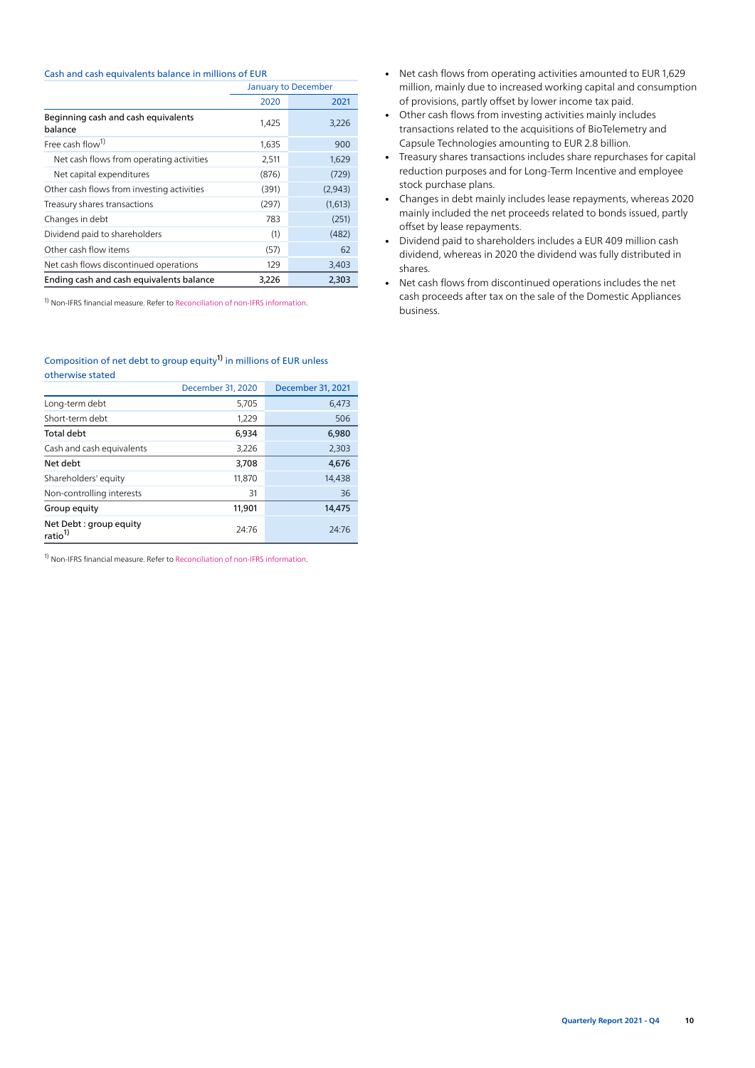Cash and cash equivalents balance in millions of EUR

| | January to December | |
|---|---|---|
| | 2020 | 2021 |
| Beginning cash and cash equivalents balance | 1,425 | 3,226 |
| Free cash flow[1] | 1,635 | 900 |
| Net cash flows from operating activities | 2,511 | 1,629 |
| Net capital expenditures | (876) | (729) |
| Other cash flows from investing activities | (391) | (2,943) |
| Treasury shares transactions | (297) | (1,613) |
| Changes in debt | 783 | (251) |
| Dividend paid to shareholders | (1) | (482) |
| Other cash flow items | (57) | 62 |
| Net cash flows discontinued operations | 129 | 3,403 |
| **Ending cash and cash equivalents balance** | **3,226** | **2,303** |

[1] Non-IFRS financial measure. Refer to Reconciliation of non-IFRS information.

Composition of net debt to group equity[1] in millions of EUR unless otherwise stated

| | December 31, 2020 | December 31, 2021 |
|---|---|---|
| Long-term debt | 5,705 | 6,473 |
| Short-term debt | 1,229 | 506 |
| **Total debt** | **6,934** | **6,980** |
| Cash and cash equivalents | 3,226 | 2,303 |
| **Net debt** | **3,708** | **4,676** |
| Shareholders' equity | 11,870 | 14,438 |
| Non-controlling interests | 31 | 36 |
| **Group equity** | **11,901** | **14,475** |
| Net Debt : group equity ratio[1] | 24:76 | 24:76 |

[1] Non-IFRS financial measure. Refer to Reconciliation of non-IFRS information.

- Net cash flows from operating activities amounted to EUR 1,629 million, mainly due to increased working capital and consumption of provisions, partly offset by lower income tax paid.
- Other cash flows from investing activities mainly includes transactions related to the acquisitions of BioTelemetry and Capsule Technologies amounting to EUR 2.8 billion.
- Treasury shares transactions includes share repurchases for capital reduction purposes and for Long-Term Incentive and employee stock purchase plans.
- Changes in debt mainly includes lease repayments, whereas 2020 mainly included the net proceeds related to bonds issued, partly offset by lease repayments.
- Dividend paid to shareholders includes a EUR 409 million cash dividend, whereas in 2020 the dividend was fully distributed in shares.
- Net cash flows from discontinued operations includes the net cash proceeds after tax on the sale of the Domestic Appliances business.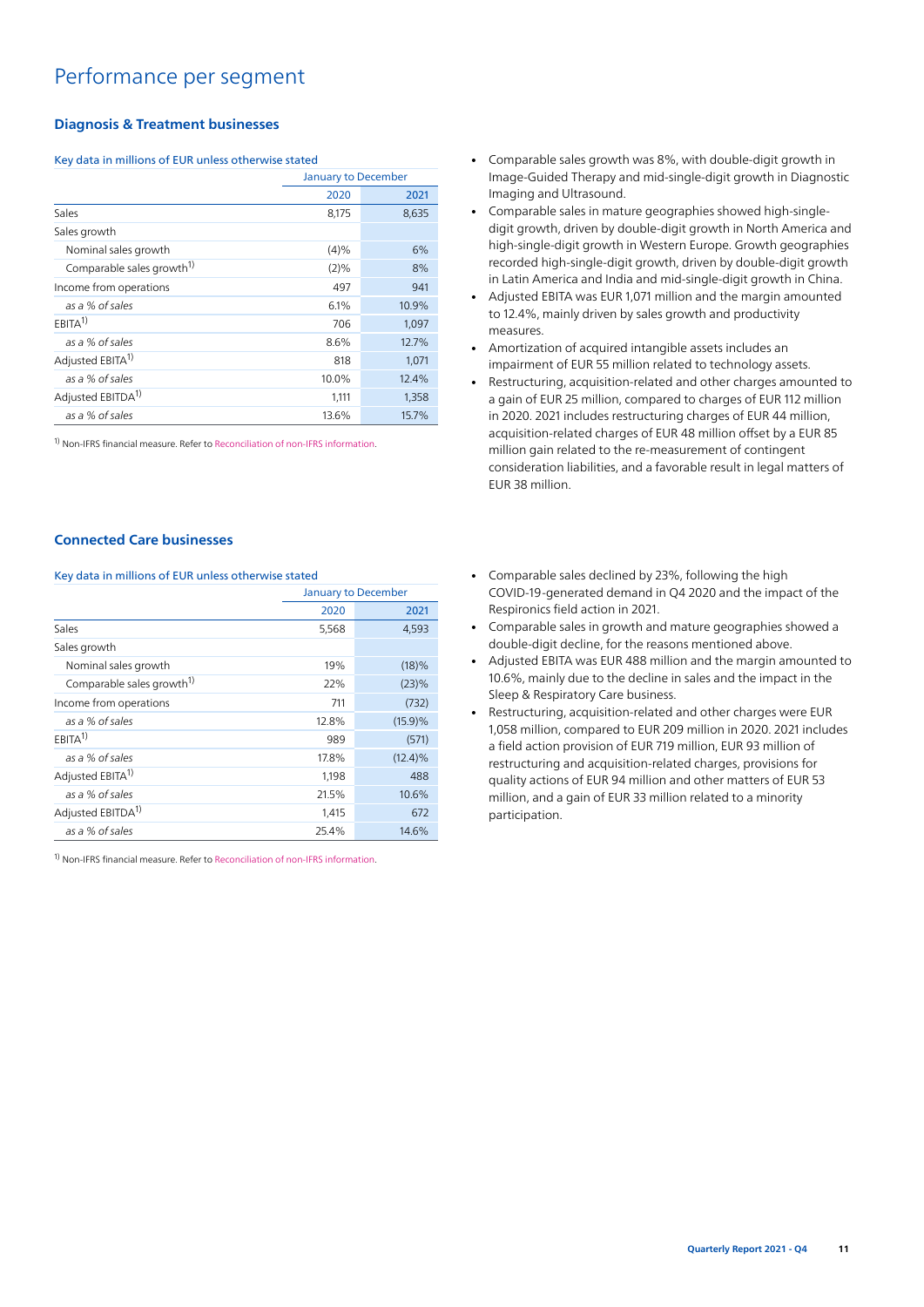# Performance per segment

## Diagnosis & Treatment businesses

Key data in millions of EUR unless otherwise stated

| | January to December | |
|---|---|---|
| | 2020 | 2021 |
| Sales | 8,175 | 8,635 |
| Sales growth | | |
| Nominal sales growth | (4)% | 6% |
| Comparable sales growth[1] | (2)% | 8% |
| Income from operations | 497 | 941 |
| *as a % of sales* | 6.1% | 10.9% |
| EBITA[1] | 706 | 1,097 |
| *as a % of sales* | 8.6% | 12.7% |
| Adjusted EBITA[1] | 818 | 1,071 |
| *as a % of sales* | 10.0% | 12.4% |
| Adjusted EBITDA[1] | 1,111 | 1,358 |
| *as a % of sales* | 13.6% | 15.7% |

[1] Non-IFRS financial measure. Refer to Reconciliation of non-IFRS information.

- Comparable sales growth was 8%, with double-digit growth in Image-Guided Therapy and mid-single-digit growth in Diagnostic Imaging and Ultrasound.
- Comparable sales in mature geographies showed high-single-digit growth, driven by double-digit growth in North America and high-single-digit growth in Western Europe. Growth geographies recorded high-single-digit growth, driven by double-digit growth in Latin America and India and mid-single-digit growth in China.
- Adjusted EBITA was EUR 1,071 million and the margin amounted to 12.4%, mainly driven by sales growth and productivity measures.
- Amortization of acquired intangible assets includes an impairment of EUR 55 million related to technology assets.
- Restructuring, acquisition-related and other charges amounted to a gain of EUR 25 million, compared to charges of EUR 112 million in 2020. 2021 includes restructuring charges of EUR 44 million, acquisition-related charges of EUR 48 million offset by a EUR 85 million gain related to the re-measurement of contingent consideration liabilities, and a favorable result in legal matters of EUR 38 million.

## Connected Care businesses

Key data in millions of EUR unless otherwise stated

| | January to December | |
|---|---|---|
| | 2020 | 2021 |
| Sales | 5,568 | 4,593 |
| Sales growth | | |
| Nominal sales growth | 19% | (18)% |
| Comparable sales growth[1] | 22% | (23)% |
| Income from operations | 711 | (732) |
| *as a % of sales* | 12.8% | (15.9)% |
| EBITA[1] | 989 | (571) |
| *as a % of sales* | 17.8% | (12.4)% |
| Adjusted EBITA[1] | 1,198 | 488 |
| *as a % of sales* | 21.5% | 10.6% |
| Adjusted EBITDA[1] | 1,415 | 672 |
| *as a % of sales* | 25.4% | 14.6% |

[1] Non-IFRS financial measure. Refer to Reconciliation of non-IFRS information.

- Comparable sales declined by 23%, following the high COVID-19-generated demand in Q4 2020 and the impact of the Respironics field action in 2021.
- Comparable sales in growth and mature geographies showed a double-digit decline, for the reasons mentioned above.
- Adjusted EBITA was EUR 488 million and the margin amounted to 10.6%, mainly due to the decline in sales and the impact in the Sleep & Respiratory Care business.
- Restructuring, acquisition-related and other charges were EUR 1,058 million, compared to EUR 209 million in 2020. 2021 includes a field action provision of EUR 719 million, EUR 93 million of restructuring and acquisition-related charges, provisions for quality actions of EUR 94 million and other matters of EUR 53 million, and a gain of EUR 33 million related to a minority participation.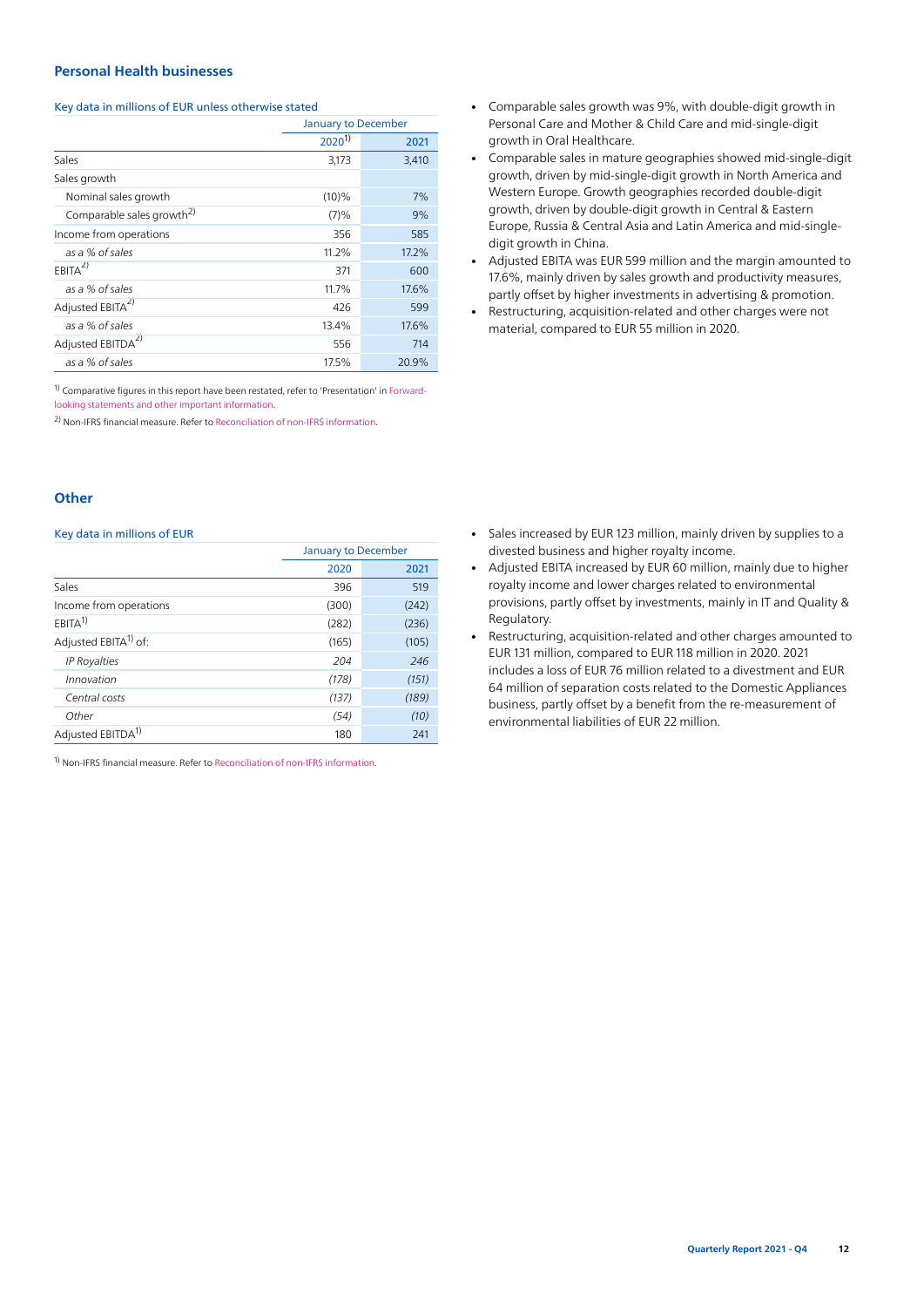## Personal Health businesses

Key data in millions of EUR unless otherwise stated

| | January to December | |
|---|---|---|
| | 2020[1] | 2021 |
| Sales | 3,173 | 3,410 |
| Sales growth | | |
| Nominal sales growth | (10)% | 7% |
| Comparable sales growth[2] | (7)% | 9% |
| Income from operations | 356 | 585 |
| *as a % of sales* | 11.2% | 17.2% |
| EBITA[2] | 371 | 600 |
| *as a % of sales* | 11.7% | 17.6% |
| Adjusted EBITA[2] | 426 | 599 |
| *as a % of sales* | 13.4% | 17.6% |
| Adjusted EBITDA[2] | 556 | 714 |
| *as a % of sales* | 17.5% | 20.9% |

[1] Comparative figures in this report have been restated, refer to 'Presentation' in Forward-looking statements and other important information.

[2] Non-IFRS financial measure. Refer to Reconciliation of non-IFRS information.

- Comparable sales growth was 9%, with double-digit growth in Personal Care and Mother & Child Care and mid-single-digit growth in Oral Healthcare.
- Comparable sales in mature geographies showed mid-single-digit growth, driven by mid-single-digit growth in North America and Western Europe. Growth geographies recorded double-digit growth, driven by double-digit growth in Central & Eastern Europe, Russia & Central Asia and Latin America and mid-single-digit growth in China.
- Adjusted EBITA was EUR 599 million and the margin amounted to 17.6%, mainly driven by sales growth and productivity measures, partly offset by higher investments in advertising & promotion.
- Restructuring, acquisition-related and other charges were not material, compared to EUR 55 million in 2020.

## Other

Key data in millions of EUR

| | January to December | |
|---|---|---|
| | 2020 | 2021 |
| Sales | 396 | 519 |
| Income from operations | (300) | (242) |
| EBITA[1] | (282) | (236) |
| Adjusted EBITA[1] of: | (165) | (105) |
| *IP Royalties* | *204* | *246* |
| *Innovation* | *(178)* | *(151)* |
| *Central costs* | *(137)* | *(189)* |
| *Other* | *(54)* | *(10)* |
| Adjusted EBITDA[1] | 180 | 241 |

[1] Non-IFRS financial measure. Refer to Reconciliation of non-IFRS information.

- Sales increased by EUR 123 million, mainly driven by supplies to a divested business and higher royalty income.
- Adjusted EBITA increased by EUR 60 million, mainly due to higher royalty income and lower charges related to environmental provisions, partly offset by investments, mainly in IT and Quality & Regulatory.
- Restructuring, acquisition-related and other charges amounted to EUR 131 million, compared to EUR 118 million in 2020. 2021 includes a loss of EUR 76 million related to a divestment and EUR 64 million of separation costs related to the Domestic Appliances business, partly offset by a benefit from the re-measurement of environmental liabilities of EUR 22 million.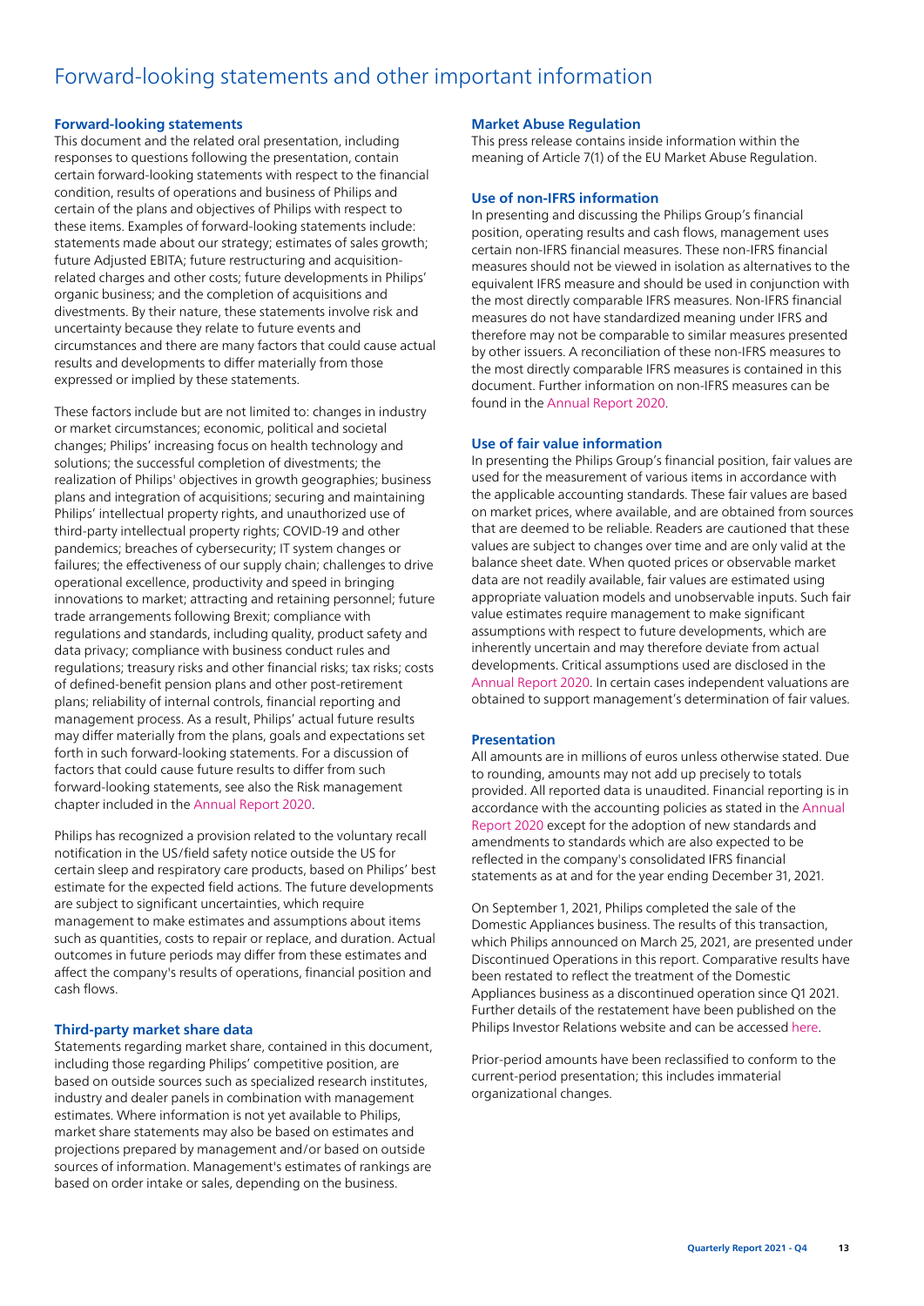# Forward-looking statements and other important information

### Forward-looking statements

This document and the related oral presentation, including responses to questions following the presentation, contain certain forward-looking statements with respect to the financial condition, results of operations and business of Philips and certain of the plans and objectives of Philips with respect to these items. Examples of forward-looking statements include: statements made about our strategy; estimates of sales growth; future Adjusted EBITA; future restructuring and acquisition-related charges and other costs; future developments in Philips' organic business; and the completion of acquisitions and divestments. By their nature, these statements involve risk and uncertainty because they relate to future events and circumstances and there are many factors that could cause actual results and developments to differ materially from those expressed or implied by these statements.

These factors include but are not limited to: changes in industry or market circumstances; economic, political and societal changes; Philips' increasing focus on health technology and solutions; the successful completion of divestments; the realization of Philips' objectives in growth geographies; business plans and integration of acquisitions; securing and maintaining Philips' intellectual property rights, and unauthorized use of third-party intellectual property rights; COVID-19 and other pandemics; breaches of cybersecurity; IT system changes or failures; the effectiveness of our supply chain; challenges to drive operational excellence, productivity and speed in bringing innovations to market; attracting and retaining personnel; future trade arrangements following Brexit; compliance with regulations and standards, including quality, product safety and data privacy; compliance with business conduct rules and regulations; treasury risks and other financial risks; tax risks; costs of defined-benefit pension plans and other post-retirement plans; reliability of internal controls, financial reporting and management process. As a result, Philips' actual future results may differ materially from the plans, goals and expectations set forth in such forward-looking statements. For a discussion of factors that could cause future results to differ from such forward-looking statements, see also the Risk management chapter included in the Annual Report 2020.

Philips has recognized a provision related to the voluntary recall notification in the US/field safety notice outside the US for certain sleep and respiratory care products, based on Philips' best estimate for the expected field actions. The future developments are subject to significant uncertainties, which require management to make estimates and assumptions about items such as quantities, costs to repair or replace, and duration. Actual outcomes in future periods may differ from these estimates and affect the company's results of operations, financial position and cash flows.

### Third-party market share data

Statements regarding market share, contained in this document, including those regarding Philips' competitive position, are based on outside sources such as specialized research institutes, industry and dealer panels in combination with management estimates. Where information is not yet available to Philips, market share statements may also be based on estimates and projections prepared by management and/or based on outside sources of information. Management's estimates of rankings are based on order intake or sales, depending on the business.

### Market Abuse Regulation

This press release contains inside information within the meaning of Article 7(1) of the EU Market Abuse Regulation.

### Use of non-IFRS information

In presenting and discussing the Philips Group's financial position, operating results and cash flows, management uses certain non-IFRS financial measures. These non-IFRS financial measures should not be viewed in isolation as alternatives to the equivalent IFRS measure and should be used in conjunction with the most directly comparable IFRS measures. Non-IFRS financial measures do not have standardized meaning under IFRS and therefore may not be comparable to similar measures presented by other issuers. A reconciliation of these non-IFRS measures to the most directly comparable IFRS measures is contained in this document. Further information on non-IFRS measures can be found in the Annual Report 2020.

### Use of fair value information

In presenting the Philips Group's financial position, fair values are used for the measurement of various items in accordance with the applicable accounting standards. These fair values are based on market prices, where available, and are obtained from sources that are deemed to be reliable. Readers are cautioned that these values are subject to changes over time and are only valid at the balance sheet date. When quoted prices or observable market data are not readily available, fair values are estimated using appropriate valuation models and unobservable inputs. Such fair value estimates require management to make significant assumptions with respect to future developments, which are inherently uncertain and may therefore deviate from actual developments. Critical assumptions used are disclosed in the Annual Report 2020. In certain cases independent valuations are obtained to support management's determination of fair values.

### Presentation

All amounts are in millions of euros unless otherwise stated. Due to rounding, amounts may not add up precisely to totals provided. All reported data is unaudited. Financial reporting is in accordance with the accounting policies as stated in the Annual Report 2020 except for the adoption of new standards and amendments to standards which are also expected to be reflected in the company's consolidated IFRS financial statements as at and for the year ending December 31, 2021.

On September 1, 2021, Philips completed the sale of the Domestic Appliances business. The results of this transaction, which Philips announced on March 25, 2021, are presented under Discontinued Operations in this report. Comparative results have been restated to reflect the treatment of the Domestic Appliances business as a discontinued operation since Q1 2021. Further details of the restatement have been published on the Philips Investor Relations website and can be accessed here.

Prior-period amounts have been reclassified to conform to the current-period presentation; this includes immaterial organizational changes.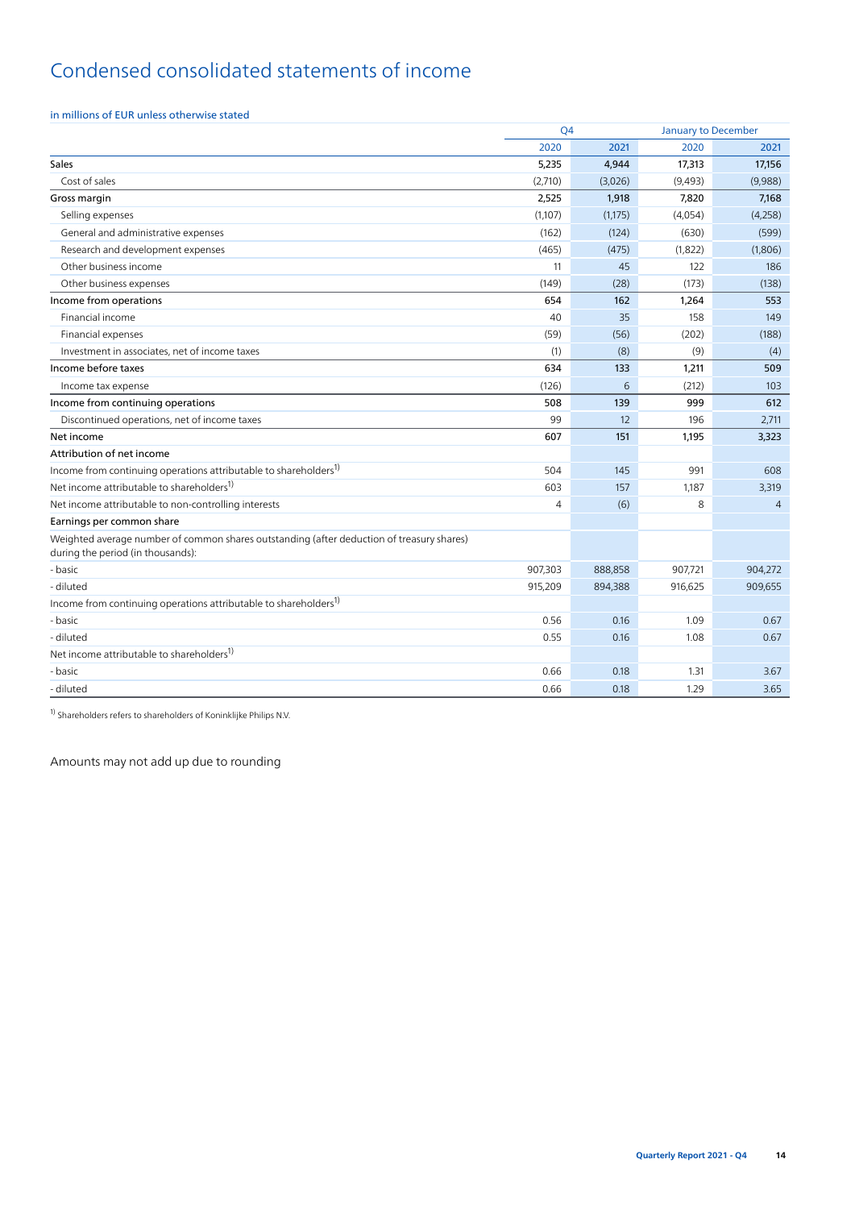# Condensed consolidated statements of income

in millions of EUR unless otherwise stated

| | Q4 | | January to December | |
|---|---|---|---|---|
| | 2020 | 2021 | 2020 | 2021 |
| **Sales** | **5,235** | **4,944** | **17,313** | **17,156** |
| Cost of sales | (2,710) | (3,026) | (9,493) | (9,988) |
| **Gross margin** | **2,525** | **1,918** | **7,820** | **7,168** |
| Selling expenses | (1,107) | (1,175) | (4,054) | (4,258) |
| General and administrative expenses | (162) | (124) | (630) | (599) |
| Research and development expenses | (465) | (475) | (1,822) | (1,806) |
| Other business income | 11 | 45 | 122 | 186 |
| Other business expenses | (149) | (28) | (173) | (138) |
| **Income from operations** | **654** | **162** | **1,264** | **553** |
| Financial income | 40 | 35 | 158 | 149 |
| Financial expenses | (59) | (56) | (202) | (188) |
| Investment in associates, net of income taxes | (1) | (8) | (9) | (4) |
| **Income before taxes** | **634** | **133** | **1,211** | **509** |
| Income tax expense | (126) | 6 | (212) | 103 |
| **Income from continuing operations** | **508** | **139** | **999** | **612** |
| Discontinued operations, net of income taxes | 99 | 12 | 196 | 2,711 |
| **Net income** | **607** | **151** | **1,195** | **3,323** |
| **Attribution of net income** | | | | |
| Income from continuing operations attributable to shareholders[1] | 504 | 145 | 991 | 608 |
| Net income attributable to shareholders[1] | 603 | 157 | 1,187 | 3,319 |
| Net income attributable to non-controlling interests | 4 | (6) | 8 | 4 |
| **Earnings per common share** | | | | |
| Weighted average number of common shares outstanding (after deduction of treasury shares) during the period (in thousands): | | | | |
| - basic | 907,303 | 888,858 | 907,721 | 904,272 |
| - diluted | 915,209 | 894,388 | 916,625 | 909,655 |
| Income from continuing operations attributable to shareholders[1] | | | | |
| - basic | 0.56 | 0.16 | 1.09 | 0.67 |
| - diluted | 0.55 | 0.16 | 1.08 | 0.67 |
| Net income attributable to shareholders[1] | | | | |
| - basic | 0.66 | 0.18 | 1.31 | 3.67 |
| - diluted | 0.66 | 0.18 | 1.29 | 3.65 |

[1] Shareholders refers to shareholders of Koninklijke Philips N.V.

Amounts may not add up due to rounding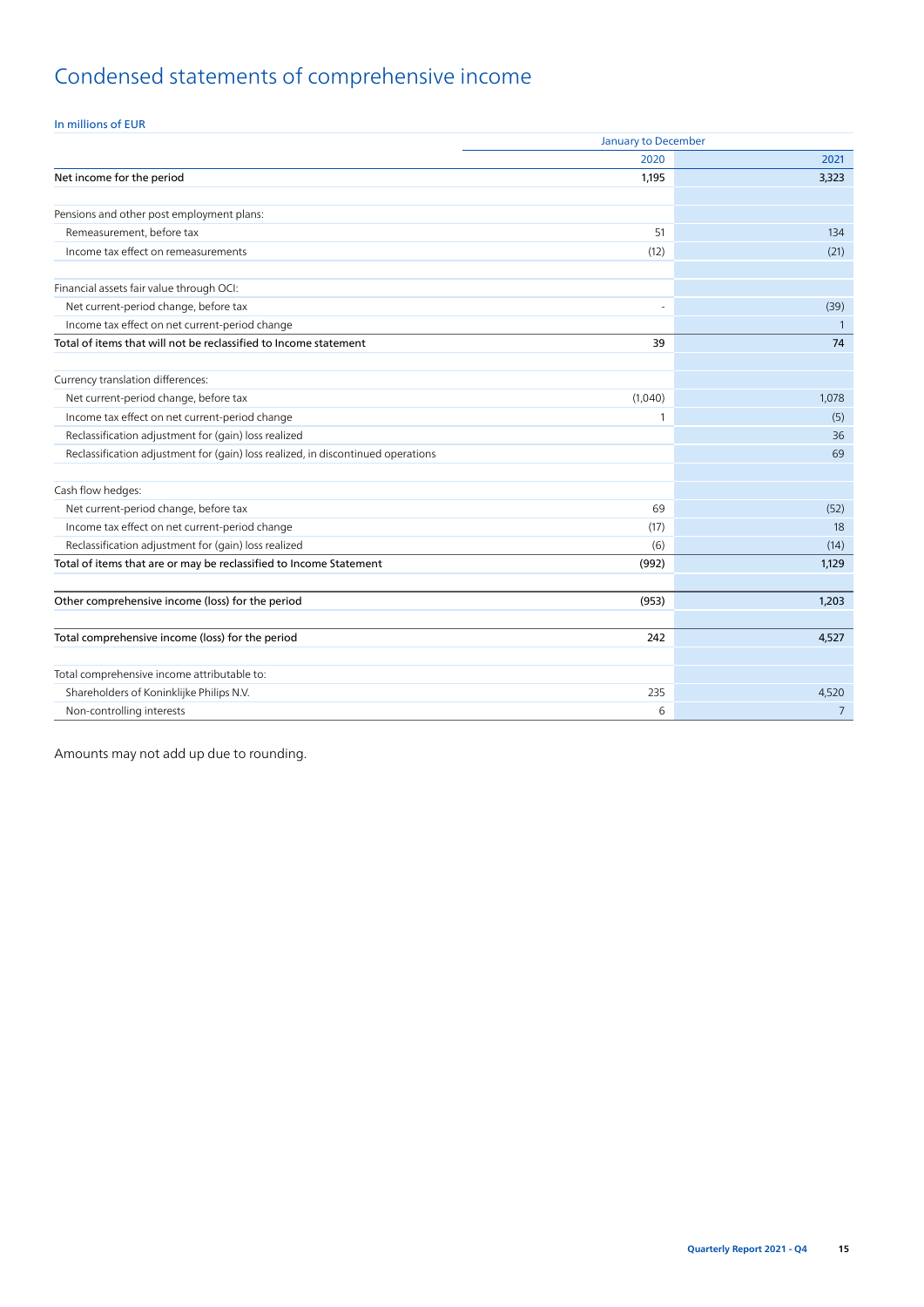# Condensed statements of comprehensive income

In millions of EUR

| | January to December | |
|---|---|---|
| | 2020 | 2021 |
| Net income for the period | 1,195 | 3,323 |
| | | |
| Pensions and other post employment plans: | | |
| Remeasurement, before tax | 51 | 134 |
| Income tax effect on remeasurements | (12) | (21) |
| | | |
| Financial assets fair value through OCI: | | |
| Net current-period change, before tax | - | (39) |
| Income tax effect on net current-period change | | 1 |
| Total of items that will not be reclassified to Income statement | 39 | 74 |
| | | |
| Currency translation differences: | | |
| Net current-period change, before tax | (1,040) | 1,078 |
| Income tax effect on net current-period change | 1 | (5) |
| Reclassification adjustment for (gain) loss realized | | 36 |
| Reclassification adjustment for (gain) loss realized, in discontinued operations | | 69 |
| | | |
| Cash flow hedges: | | |
| Net current-period change, before tax | 69 | (52) |
| Income tax effect on net current-period change | (17) | 18 |
| Reclassification adjustment for (gain) loss realized | (6) | (14) |
| Total of items that are or may be reclassified to Income Statement | (992) | 1,129 |
| | | |
| Other comprehensive income (loss) for the period | (953) | 1,203 |
| | | |
| Total comprehensive income (loss) for the period | 242 | 4,527 |
| | | |
| Total comprehensive income attributable to: | | |
| Shareholders of Koninklijke Philips N.V. | 235 | 4,520 |
| Non-controlling interests | 6 | 7 |

Amounts may not add up due to rounding.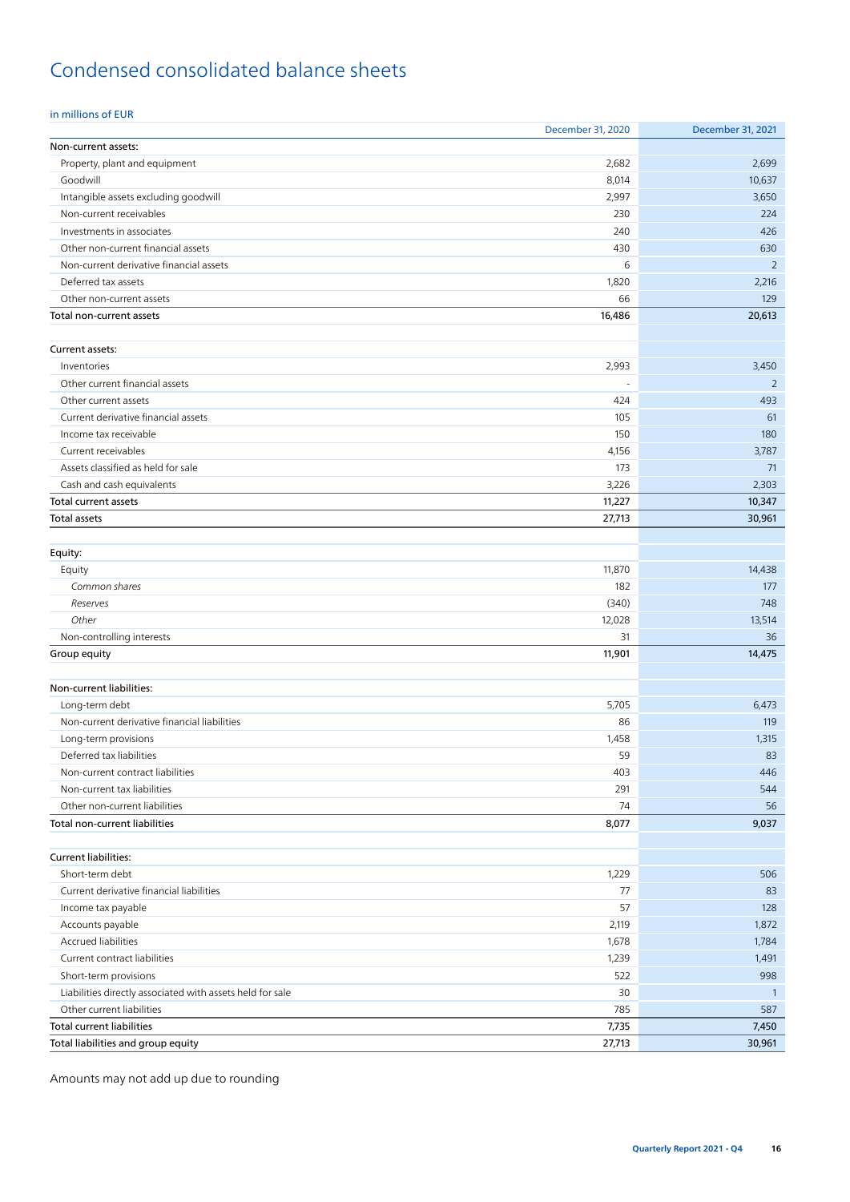# Condensed consolidated balance sheets

in millions of EUR

| | December 31, 2020 | December 31, 2021 |
|---|---|---|
| Non-current assets: | | |
| Property, plant and equipment | 2,682 | 2,699 |
| Goodwill | 8,014 | 10,637 |
| Intangible assets excluding goodwill | 2,997 | 3,650 |
| Non-current receivables | 230 | 224 |
| Investments in associates | 240 | 426 |
| Other non-current financial assets | 430 | 630 |
| Non-current derivative financial assets | 6 | 2 |
| Deferred tax assets | 1,820 | 2,216 |
| Other non-current assets | 66 | 129 |
| **Total non-current assets** | **16,486** | **20,613** |
| | | |
| Current assets: | | |
| Inventories | 2,993 | 3,450 |
| Other current financial assets | - | 2 |
| Other current assets | 424 | 493 |
| Current derivative financial assets | 105 | 61 |
| Income tax receivable | 150 | 180 |
| Current receivables | 4,156 | 3,787 |
| Assets classified as held for sale | 173 | 71 |
| Cash and cash equivalents | 3,226 | 2,303 |
| **Total current assets** | **11,227** | **10,347** |
| **Total assets** | **27,713** | **30,961** |
| | | |
| Equity: | | |
| Equity | 11,870 | 14,438 |
| *Common shares* | 182 | 177 |
| *Reserves* | (340) | 748 |
| *Other* | 12,028 | 13,514 |
| Non-controlling interests | 31 | 36 |
| **Group equity** | **11,901** | **14,475** |
| | | |
| Non-current liabilities: | | |
| Long-term debt | 5,705 | 6,473 |
| Non-current derivative financial liabilities | 86 | 119 |
| Long-term provisions | 1,458 | 1,315 |
| Deferred tax liabilities | 59 | 83 |
| Non-current contract liabilities | 403 | 446 |
| Non-current tax liabilities | 291 | 544 |
| Other non-current liabilities | 74 | 56 |
| **Total non-current liabilities** | **8,077** | **9,037** |
| | | |
| Current liabilities: | | |
| Short-term debt | 1,229 | 506 |
| Current derivative financial liabilities | 77 | 83 |
| Income tax payable | 57 | 128 |
| Accounts payable | 2,119 | 1,872 |
| Accrued liabilities | 1,678 | 1,784 |
| Current contract liabilities | 1,239 | 1,491 |
| Short-term provisions | 522 | 998 |
| Liabilities directly associated with assets held for sale | 30 | 1 |
| Other current liabilities | 785 | 587 |
| **Total current liabilities** | **7,735** | **7,450** |
| **Total liabilities and group equity** | **27,713** | **30,961** |

Amounts may not add up due to rounding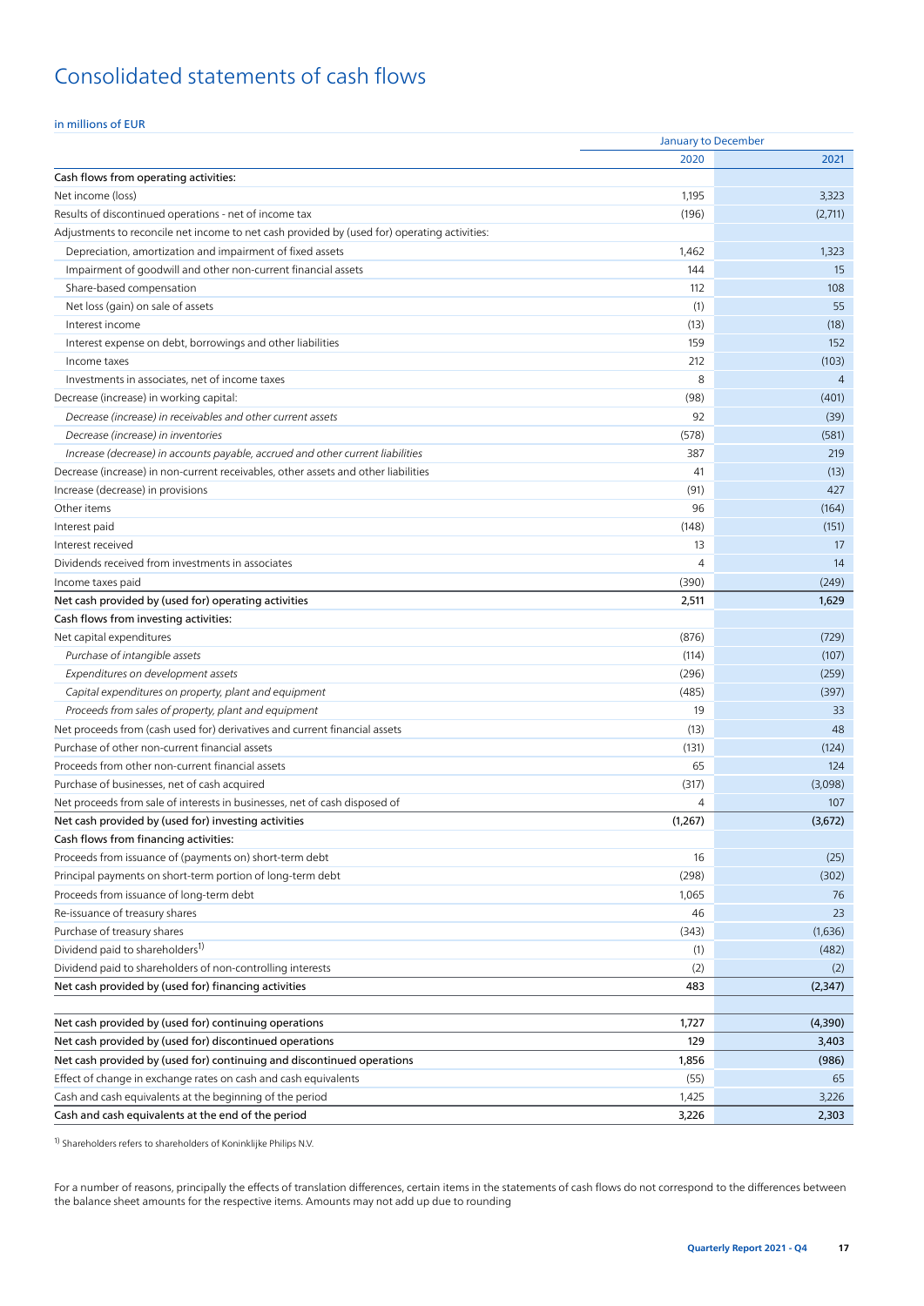# Consolidated statements of cash flows

in millions of EUR

| | January to December | |
|---|---|---|
| | 2020 | 2021 |
| **Cash flows from operating activities:** | | |
| Net income (loss) | 1,195 | 3,323 |
| Results of discontinued operations - net of income tax | (196) | (2,711) |
| Adjustments to reconcile net income to net cash provided by (used for) operating activities: | | |
| Depreciation, amortization and impairment of fixed assets | 1,462 | 1,323 |
| Impairment of goodwill and other non-current financial assets | 144 | 15 |
| Share-based compensation | 112 | 108 |
| Net loss (gain) on sale of assets | (1) | 55 |
| Interest income | (13) | (18) |
| Interest expense on debt, borrowings and other liabilities | 159 | 152 |
| Income taxes | 212 | (103) |
| Investments in associates, net of income taxes | 8 | 4 |
| Decrease (increase) in working capital: | (98) | (401) |
| *Decrease (increase) in receivables and other current assets* | 92 | (39) |
| *Decrease (increase) in inventories* | (578) | (581) |
| *Increase (decrease) in accounts payable, accrued and other current liabilities* | 387 | 219 |
| Decrease (increase) in non-current receivables, other assets and other liabilities | 41 | (13) |
| Increase (decrease) in provisions | (91) | 427 |
| Other items | 96 | (164) |
| Interest paid | (148) | (151) |
| Interest received | 13 | 17 |
| Dividends received from investments in associates | 4 | 14 |
| Income taxes paid | (390) | (249) |
| **Net cash provided by (used for) operating activities** | **2,511** | **1,629** |
| **Cash flows from investing activities:** | | |
| Net capital expenditures | (876) | (729) |
| *Purchase of intangible assets* | (114) | (107) |
| *Expenditures on development assets* | (296) | (259) |
| *Capital expenditures on property, plant and equipment* | (485) | (397) |
| *Proceeds from sales of property, plant and equipment* | 19 | 33 |
| Net proceeds from (cash used for) derivatives and current financial assets | (13) | 48 |
| Purchase of other non-current financial assets | (131) | (124) |
| Proceeds from other non-current financial assets | 65 | 124 |
| Purchase of businesses, net of cash acquired | (317) | (3,098) |
| Net proceeds from sale of interests in businesses, net of cash disposed of | 4 | 107 |
| **Net cash provided by (used for) investing activities** | **(1,267)** | **(3,672)** |
| **Cash flows from financing activities:** | | |
| Proceeds from issuance of (payments on) short-term debt | 16 | (25) |
| Principal payments on short-term portion of long-term debt | (298) | (302) |
| Proceeds from issuance of long-term debt | 1,065 | 76 |
| Re-issuance of treasury shares | 46 | 23 |
| Purchase of treasury shares | (343) | (1,636) |
| Dividend paid to shareholders[1] | (1) | (482) |
| Dividend paid to shareholders of non-controlling interests | (2) | (2) |
| **Net cash provided by (used for) financing activities** | **483** | **(2,347)** |
| | | |
| **Net cash provided by (used for) continuing operations** | **1,727** | **(4,390)** |
| **Net cash provided by (used for) discontinued operations** | **129** | **3,403** |
| **Net cash provided by (used for) continuing and discontinued operations** | **1,856** | **(986)** |
| Effect of change in exchange rates on cash and cash equivalents | (55) | 65 |
| Cash and cash equivalents at the beginning of the period | 1,425 | 3,226 |
| **Cash and cash equivalents at the end of the period** | **3,226** | **2,303** |

[1] Shareholders refers to shareholders of Koninklijke Philips N.V.

For a number of reasons, principally the effects of translation differences, certain items in the statements of cash flows do not correspond to the differences between the balance sheet amounts for the respective items. Amounts may not add up due to rounding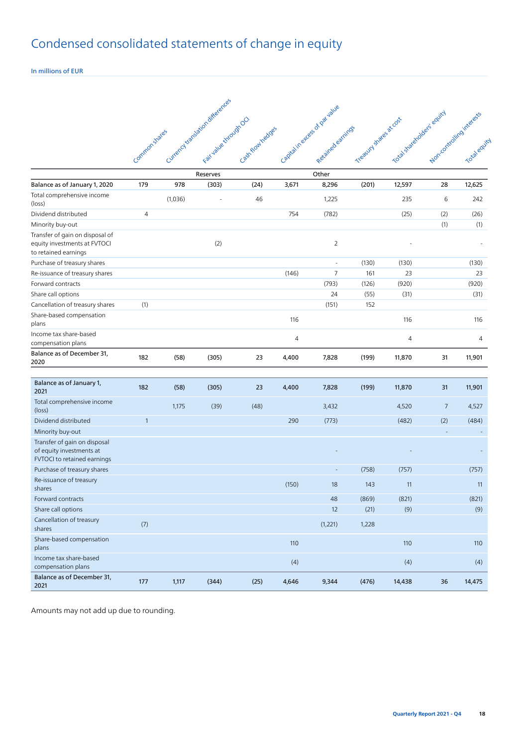# Condensed consolidated statements of change in equity

In millions of EUR

| | Common shares | Currency translation differences | Fair value through OCI | Cash flow hedges | Capital in excess of par value | Retained earnings | Treasury shares at cost | Total shareholders' equity | Non-controlling interests | Total equity |
|---|---|---|---|---|---|---|---|---|---|---|
| | | | Reserves | | | Other | | | | |
| **Balance as of January 1, 2020** | **179** | **978** | **(303)** | **(24)** | **3,671** | **8,296** | **(201)** | **12,597** | **28** | **12,625** |
| Total comprehensive income (loss) | | (1,036) | - | 46 | | 1,225 | | 235 | 6 | 242 |
| Dividend distributed | 4 | | | | 754 | (782) | | (25) | (2) | (26) |
| Minority buy-out | | | | | | | | | (1) | (1) |
| Transfer of gain on disposal of equity investments at FVTOCI to retained earnings | | | (2) | | | 2 | | - | | - |
| Purchase of treasury shares | | | | | | - | (130) | (130) | | (130) |
| Re-issuance of treasury shares | | | | | (146) | 7 | 161 | 23 | | 23 |
| Forward contracts | | | | | | (793) | (126) | (920) | | (920) |
| Share call options | | | | | | 24 | (55) | (31) | | (31) |
| Cancellation of treasury shares | (1) | | | | | (151) | 152 | | | |
| Share-based compensation plans | | | | | 116 | | | 116 | | 116 |
| Income tax share-based compensation plans | | | | | 4 | | | 4 | | 4 |
| **Balance as of December 31, 2020** | **182** | **(58)** | **(305)** | **23** | **4,400** | **7,828** | **(199)** | **11,870** | **31** | **11,901** |
| | | | | | | | | | | |
| **Balance as of January 1, 2021** | **182** | **(58)** | **(305)** | **23** | **4,400** | **7,828** | **(199)** | **11,870** | **31** | **11,901** |
| Total comprehensive income (loss) | | 1,175 | (39) | (48) | | 3,432 | | 4,520 | 7 | 4,527 |
| Dividend distributed | 1 | | | | 290 | (773) | | (482) | (2) | (484) |
| Minority buy-out | | | | | | | | | - | - |
| Transfer of gain on disposal of equity investments at FVTOCI to retained earnings | | | | | | - | | - | | - |
| Purchase of treasury shares | | | | | | - | (758) | (757) | | (757) |
| Re-issuance of treasury shares | | | | | (150) | 18 | 143 | 11 | | 11 |
| Forward contracts | | | | | | 48 | (869) | (821) | | (821) |
| Share call options | | | | | | 12 | (21) | (9) | | (9) |
| Cancellation of treasury shares | (7) | | | | | (1,221) | 1,228 | | | |
| Share-based compensation plans | | | | | 110 | | | 110 | | 110 |
| Income tax share-based compensation plans | | | | | (4) | | | (4) | | (4) |
| **Balance as of December 31, 2021** | **177** | **1,117** | **(344)** | **(25)** | **4,646** | **9,344** | **(476)** | **14,438** | **36** | **14,475** |

Amounts may not add up due to rounding.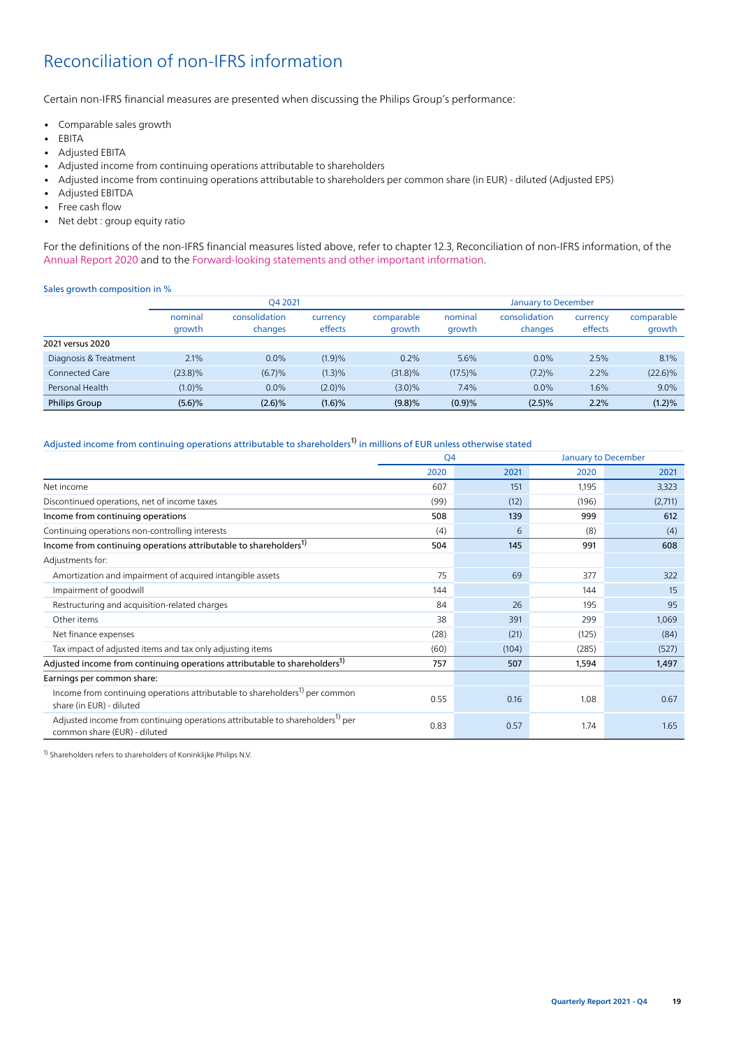# Reconciliation of non-IFRS information

Certain non-IFRS financial measures are presented when discussing the Philips Group's performance:

- Comparable sales growth
- EBITA
- Adjusted EBITA
- Adjusted income from continuing operations attributable to shareholders
- Adjusted income from continuing operations attributable to shareholders per common share (in EUR) - diluted (Adjusted EPS)
- Adjusted EBITDA
- Free cash flow
- Net debt : group equity ratio

For the definitions of the non-IFRS financial measures listed above, refer to chapter 12.3, Reconciliation of non-IFRS information, of the Annual Report 2020 and to the Forward-looking statements and other important information.

**Sales growth composition in %**

| | Q4 2021 | | | | January to December | | | |
|---|---|---|---|---|---|---|---|---|
| | nominal growth | consolidation changes | currency effects | comparable growth | nominal growth | consolidation changes | currency effects | comparable growth |
| **2021 versus 2020** | | | | | | | | |
| Diagnosis & Treatment | 2.1% | 0.0% | (1.9)% | 0.2% | 5.6% | 0.0% | 2.5% | 8.1% |
| Connected Care | (23.8)% | (6.7)% | (1.3)% | (31.8)% | (17.5)% | (7.2)% | 2.2% | (22.6)% |
| Personal Health | (1.0)% | 0.0% | (2.0)% | (3.0)% | 7.4% | 0.0% | 1.6% | 9.0% |
| **Philips Group** | **(5.6)%** | **(2.6)%** | **(1.6)%** | **(9.8)%** | **(0.9)%** | **(2.5)%** | **2.2%** | **(1.2)%** |

**Adjusted income from continuing operations attributable to shareholders[1) ] in millions of EUR unless otherwise stated**

| | Q4 | | January to December | |
|---|---|---|---|---|
| | 2020 | 2021 | 2020 | 2021 |
| Net income | 607 | 151 | 1,195 | 3,323 |
| Discontinued operations, net of income taxes | (99) | (12) | (196) | (2,711) |
| **Income from continuing operations** | **508** | **139** | **999** | **612** |
| Continuing operations non-controlling interests | (4) | 6 | (8) | (4) |
| **Income from continuing operations attributable to shareholders[1)]** | **504** | **145** | **991** | **608** |
| Adjustments for: | | | | |
| Amortization and impairment of acquired intangible assets | 75 | 69 | 377 | 322 |
| Impairment of goodwill | 144 | | 144 | 15 |
| Restructuring and acquisition-related charges | 84 | 26 | 195 | 95 |
| Other items | 38 | 391 | 299 | 1,069 |
| Net finance expenses | (28) | (21) | (125) | (84) |
| Tax impact of adjusted items and tax only adjusting items | (60) | (104) | (285) | (527) |
| **Adjusted income from continuing operations attributable to shareholders[1)]** | **757** | **507** | **1,594** | **1,497** |
| Earnings per common share: | | | | |
| Income from continuing operations attributable to shareholders[1)] per common share (in EUR) - diluted | 0.55 | 0.16 | 1.08 | 0.67 |
| Adjusted income from continuing operations attributable to shareholders[1)] per common share (EUR) - diluted | 0.83 | 0.57 | 1.74 | 1.65 |

[1)] Shareholders refers to shareholders of Koninklijke Philips N.V.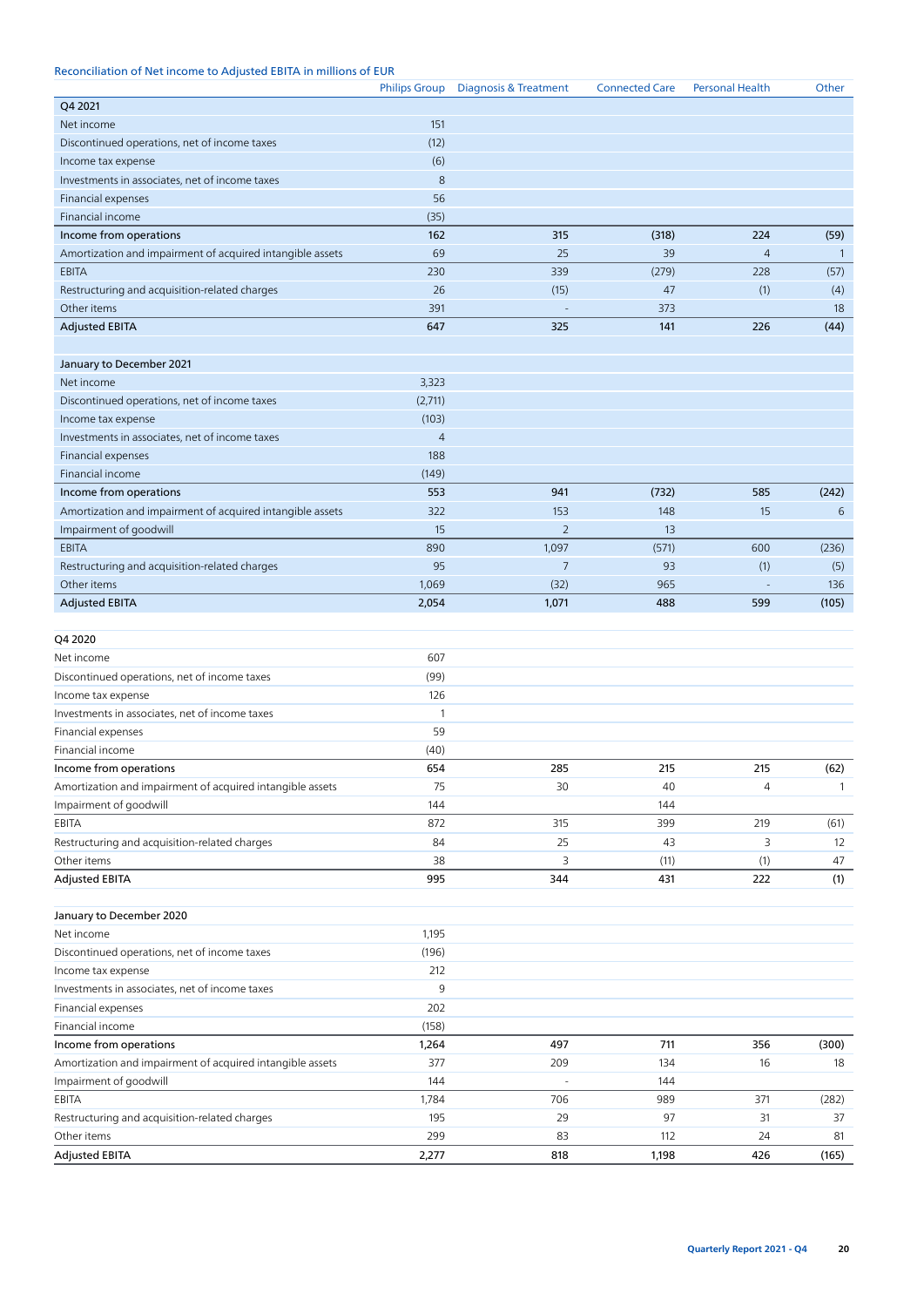Reconciliation of Net income to Adjusted EBITA in millions of EUR

| | Philips Group | Diagnosis & Treatment | Connected Care | Personal Health | Other |
|---|---|---|---|---|---|
| **Q4 2021** | | | | | |
| Net income | 151 | | | | |
| Discontinued operations, net of income taxes | (12) | | | | |
| Income tax expense | (6) | | | | |
| Investments in associates, net of income taxes | 8 | | | | |
| Financial expenses | 56 | | | | |
| Financial income | (35) | | | | |
| Income from operations | 162 | 315 | (318) | 224 | (59) |
| Amortization and impairment of acquired intangible assets | 69 | 25 | 39 | 4 | 1 |
| EBITA | 230 | 339 | (279) | 228 | (57) |
| Restructuring and acquisition-related charges | 26 | (15) | 47 | (1) | (4) |
| Other items | 391 | - | 373 | | 18 |
| Adjusted EBITA | 647 | 325 | 141 | 226 | (44) |
| | | | | | |
| **January to December 2021** | | | | | |
| Net income | 3,323 | | | | |
| Discontinued operations, net of income taxes | (2,711) | | | | |
| Income tax expense | (103) | | | | |
| Investments in associates, net of income taxes | 4 | | | | |
| Financial expenses | 188 | | | | |
| Financial income | (149) | | | | |
| Income from operations | 553 | 941 | (732) | 585 | (242) |
| Amortization and impairment of acquired intangible assets | 322 | 153 | 148 | 15 | 6 |
| Impairment of goodwill | 15 | 2 | 13 | | |
| EBITA | 890 | 1,097 | (571) | 600 | (236) |
| Restructuring and acquisition-related charges | 95 | 7 | 93 | (1) | (5) |
| Other items | 1,069 | (32) | 965 | - | 136 |
| Adjusted EBITA | 2,054 | 1,071 | 488 | 599 | (105) |
| | | | | | |
| **Q4 2020** | | | | | |
| Net income | 607 | | | | |
| Discontinued operations, net of income taxes | (99) | | | | |
| Income tax expense | 126 | | | | |
| Investments in associates, net of income taxes | 1 | | | | |
| Financial expenses | 59 | | | | |
| Financial income | (40) | | | | |
| Income from operations | 654 | 285 | 215 | 215 | (62) |
| Amortization and impairment of acquired intangible assets | 75 | 30 | 40 | 4 | 1 |
| Impairment of goodwill | 144 | | 144 | | |
| EBITA | 872 | 315 | 399 | 219 | (61) |
| Restructuring and acquisition-related charges | 84 | 25 | 43 | 3 | 12 |
| Other items | 38 | 3 | (11) | (1) | 47 |
| Adjusted EBITA | 995 | 344 | 431 | 222 | (1) |
| | | | | | |
| **January to December 2020** | | | | | |
| Net income | 1,195 | | | | |
| Discontinued operations, net of income taxes | (196) | | | | |
| Income tax expense | 212 | | | | |
| Investments in associates, net of income taxes | 9 | | | | |
| Financial expenses | 202 | | | | |
| Financial income | (158) | | | | |
| Income from operations | 1,264 | 497 | 711 | 356 | (300) |
| Amortization and impairment of acquired intangible assets | 377 | 209 | 134 | 16 | 18 |
| Impairment of goodwill | 144 | - | 144 | | |
| EBITA | 1,784 | 706 | 989 | 371 | (282) |
| Restructuring and acquisition-related charges | 195 | 29 | 97 | 31 | 37 |
| Other items | 299 | 83 | 112 | 24 | 81 |
| Adjusted EBITA | 2,277 | 818 | 1,198 | 426 | (165) |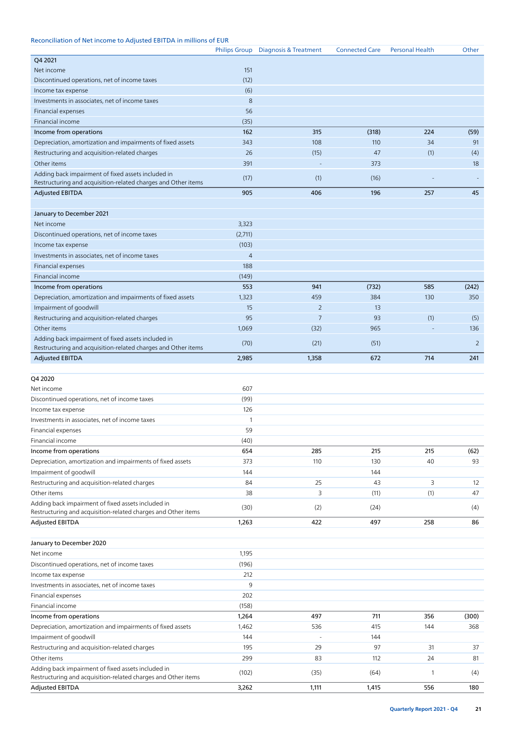Reconciliation of Net income to Adjusted EBITDA in millions of EUR

| | Philips Group | Diagnosis & Treatment | Connected Care | Personal Health | Other |
|---|---|---|---|---|---|
| **Q4 2021** | | | | | |
| Net income | 151 | | | | |
| Discontinued operations, net of income taxes | (12) | | | | |
| Income tax expense | (6) | | | | |
| Investments in associates, net of income taxes | 8 | | | | |
| Financial expenses | 56 | | | | |
| Financial income | (35) | | | | |
| Income from operations | 162 | 315 | (318) | 224 | (59) |
| Depreciation, amortization and impairments of fixed assets | 343 | 108 | 110 | 34 | 91 |
| Restructuring and acquisition-related charges | 26 | (15) | 47 | (1) | (4) |
| Other items | 391 | - | 373 | | 18 |
| Adding back impairment of fixed assets included in Restructuring and acquisition-related charges and Other items | (17) | (1) | (16) | - | - |
| Adjusted EBITDA | 905 | 406 | 196 | 257 | 45 |
| | | | | | |
| **January to December 2021** | | | | | |
| Net income | 3,323 | | | | |
| Discontinued operations, net of income taxes | (2,711) | | | | |
| Income tax expense | (103) | | | | |
| Investments in associates, net of income taxes | 4 | | | | |
| Financial expenses | 188 | | | | |
| Financial income | (149) | | | | |
| Income from operations | 553 | 941 | (732) | 585 | (242) |
| Depreciation, amortization and impairments of fixed assets | 1,323 | 459 | 384 | 130 | 350 |
| Impairment of goodwill | 15 | 2 | 13 | | |
| Restructuring and acquisition-related charges | 95 | 7 | 93 | (1) | (5) |
| Other items | 1,069 | (32) | 965 | - | 136 |
| Adding back impairment of fixed assets included in Restructuring and acquisition-related charges and Other items | (70) | (21) | (51) | | 2 |
| Adjusted EBITDA | 2,985 | 1,358 | 672 | 714 | 241 |
| | | | | | |
| **Q4 2020** | | | | | |
| Net income | 607 | | | | |
| Discontinued operations, net of income taxes | (99) | | | | |
| Income tax expense | 126 | | | | |
| Investments in associates, net of income taxes | 1 | | | | |
| Financial expenses | 59 | | | | |
| Financial income | (40) | | | | |
| Income from operations | 654 | 285 | 215 | 215 | (62) |
| Depreciation, amortization and impairments of fixed assets | 373 | 110 | 130 | 40 | 93 |
| Impairment of goodwill | 144 | | 144 | | |
| Restructuring and acquisition-related charges | 84 | 25 | 43 | 3 | 12 |
| Other items | 38 | 3 | (11) | (1) | 47 |
| Adding back impairment of fixed assets included in Restructuring and acquisition-related charges and Other items | (30) | (2) | (24) | | (4) |
| Adjusted EBITDA | 1,263 | 422 | 497 | 258 | 86 |
| | | | | | |
| **January to December 2020** | | | | | |
| Net income | 1,195 | | | | |
| Discontinued operations, net of income taxes | (196) | | | | |
| Income tax expense | 212 | | | | |
| Investments in associates, net of income taxes | 9 | | | | |
| Financial expenses | 202 | | | | |
| Financial income | (158) | | | | |
| Income from operations | 1,264 | 497 | 711 | 356 | (300) |
| Depreciation, amortization and impairments of fixed assets | 1,462 | 536 | 415 | 144 | 368 |
| Impairment of goodwill | 144 | - | 144 | | |
| Restructuring and acquisition-related charges | 195 | 29 | 97 | 31 | 37 |
| Other items | 299 | 83 | 112 | 24 | 81 |
| Adding back impairment of fixed assets included in Restructuring and acquisition-related charges and Other items | (102) | (35) | (64) | 1 | (4) |
| Adjusted EBITDA | 3,262 | 1,111 | 1,415 | 556 | 180 |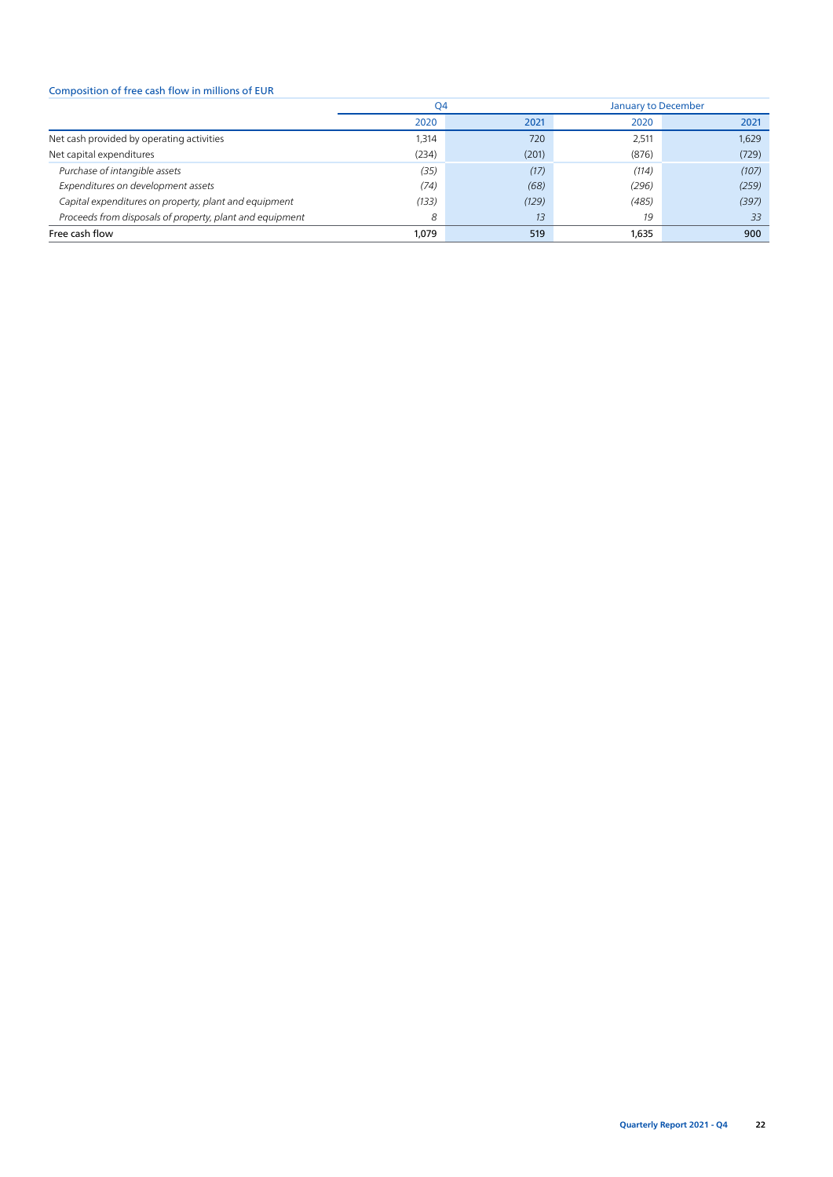Composition of free cash flow in millions of EUR

| | Q4 | | January to December | |
|---|---|---|---|---|
| | 2020 | 2021 | 2020 | 2021 |
| Net cash provided by operating activities | 1,314 | 720 | 2,511 | 1,629 |
| Net capital expenditures | (234) | (201) | (876) | (729) |
| *Purchase of intangible assets* | *(35)* | *(17)* | *(114)* | *(107)* |
| *Expenditures on development assets* | *(74)* | *(68)* | *(296)* | *(259)* |
| *Capital expenditures on property, plant and equipment* | *(133)* | *(129)* | *(485)* | *(397)* |
| *Proceeds from disposals of property, plant and equipment* | *8* | *13* | *19* | *33* |
| Free cash flow | 1,079 | 519 | 1,635 | 900 |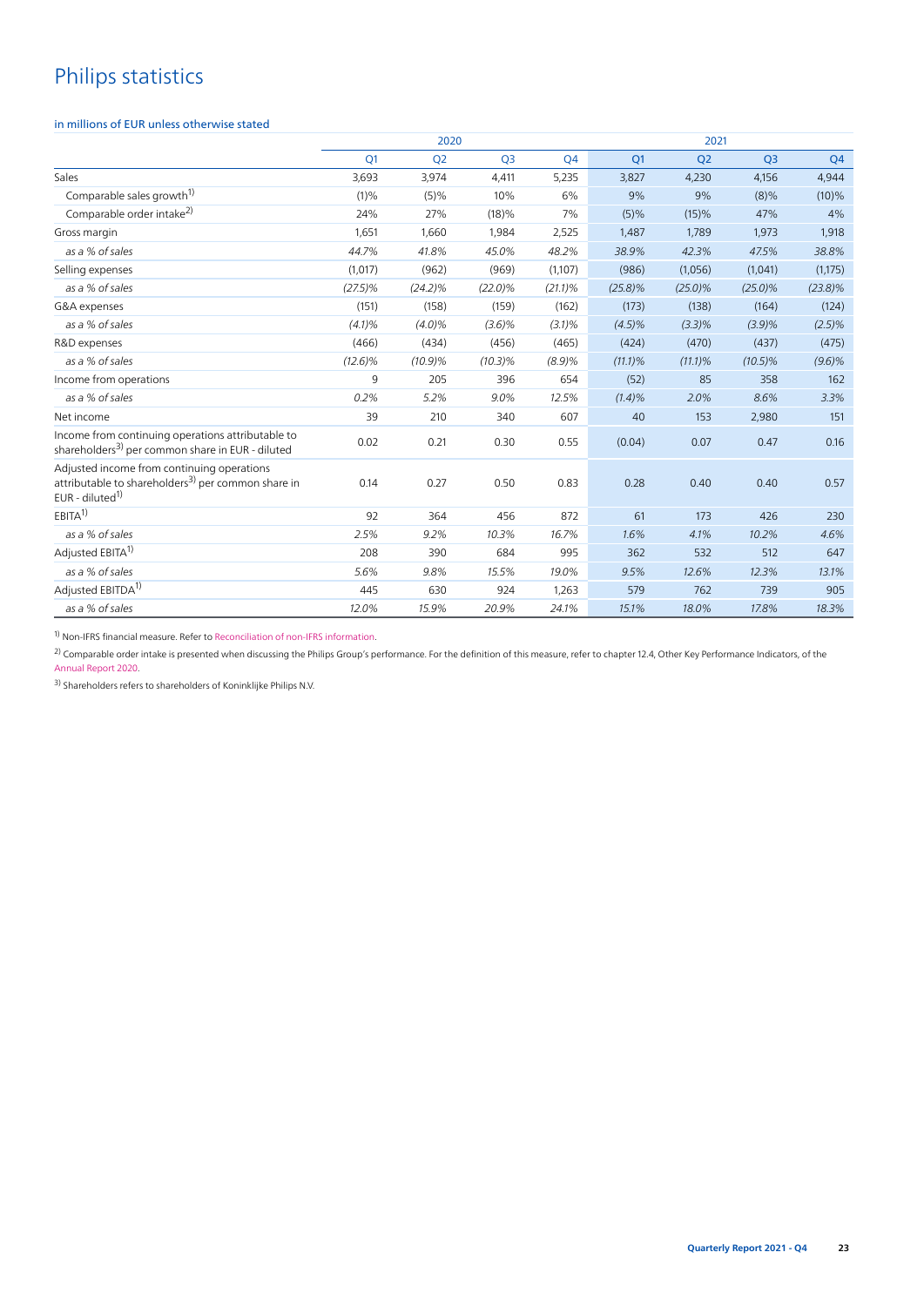# Philips statistics

in millions of EUR unless otherwise stated

| | 2020 | | | | 2021 | | | |
|---|---|---|---|---|---|---|---|---|
| | Q1 | Q2 | Q3 | Q4 | Q1 | Q2 | Q3 | Q4 |
| Sales | 3,693 | 3,974 | 4,411 | 5,235 | 3,827 | 4,230 | 4,156 | 4,944 |
| Comparable sales growth[1] | (1)% | (5)% | 10% | 6% | 9% | 9% | (8)% | (10)% |
| Comparable order intake[2] | 24% | 27% | (18)% | 7% | (5)% | (15)% | 47% | 4% |
| Gross margin | 1,651 | 1,660 | 1,984 | 2,525 | 1,487 | 1,789 | 1,973 | 1,918 |
| *as a % of sales* | *44.7%* | *41.8%* | *45.0%* | *48.2%* | *38.9%* | *42.3%* | *47.5%* | *38.8%* |
| Selling expenses | (1,017) | (962) | (969) | (1,107) | (986) | (1,056) | (1,041) | (1,175) |
| *as a % of sales* | *(27.5)%* | *(24.2)%* | *(22.0)%* | *(21.1)%* | *(25.8)%* | *(25.0)%* | *(25.0)%* | *(23.8)%* |
| G&A expenses | (151) | (158) | (159) | (162) | (173) | (138) | (164) | (124) |
| *as a % of sales* | *(4.1)%* | *(4.0)%* | *(3.6)%* | *(3.1)%* | *(4.5)%* | *(3.3)%* | *(3.9)%* | *(2.5)%* |
| R&D expenses | (466) | (434) | (456) | (465) | (424) | (470) | (437) | (475) |
| *as a % of sales* | *(12.6)%* | *(10.9)%* | *(10.3)%* | *(8.9)%* | *(11.1)%* | *(11.1)%* | *(10.5)%* | *(9.6)%* |
| Income from operations | 9 | 205 | 396 | 654 | (52) | 85 | 358 | 162 |
| *as a % of sales* | *0.2%* | *5.2%* | *9.0%* | *12.5%* | *(1.4)%* | *2.0%* | *8.6%* | *3.3%* |
| Net income | 39 | 210 | 340 | 607 | 40 | 153 | 2,980 | 151 |
| Income from continuing operations attributable to shareholders[3] per common share in EUR - diluted | 0.02 | 0.21 | 0.30 | 0.55 | (0.04) | 0.07 | 0.47 | 0.16 |
| Adjusted income from continuing operations attributable to shareholders[3] per common share in EUR - diluted[1] | 0.14 | 0.27 | 0.50 | 0.83 | 0.28 | 0.40 | 0.40 | 0.57 |
| EBITA[1] | 92 | 364 | 456 | 872 | 61 | 173 | 426 | 230 |
| *as a % of sales* | *2.5%* | *9.2%* | *10.3%* | *16.7%* | *1.6%* | *4.1%* | *10.2%* | *4.6%* |
| Adjusted EBITA[1] | 208 | 390 | 684 | 995 | 362 | 532 | 512 | 647 |
| *as a % of sales* | *5.6%* | *9.8%* | *15.5%* | *19.0%* | *9.5%* | *12.6%* | *12.3%* | *13.1%* |
| Adjusted EBITDA[1] | 445 | 630 | 924 | 1,263 | 579 | 762 | 739 | 905 |
| *as a % of sales* | *12.0%* | *15.9%* | *20.9%* | *24.1%* | *15.1%* | *18.0%* | *17.8%* | *18.3%* |

[1] Non-IFRS financial measure. Refer to Reconciliation of non-IFRS information.

[2] Comparable order intake is presented when discussing the Philips Group's performance. For the definition of this measure, refer to chapter 12.4, Other Key Performance Indicators, of the Annual Report 2020.

[3] Shareholders refers to shareholders of Koninklijke Philips N.V.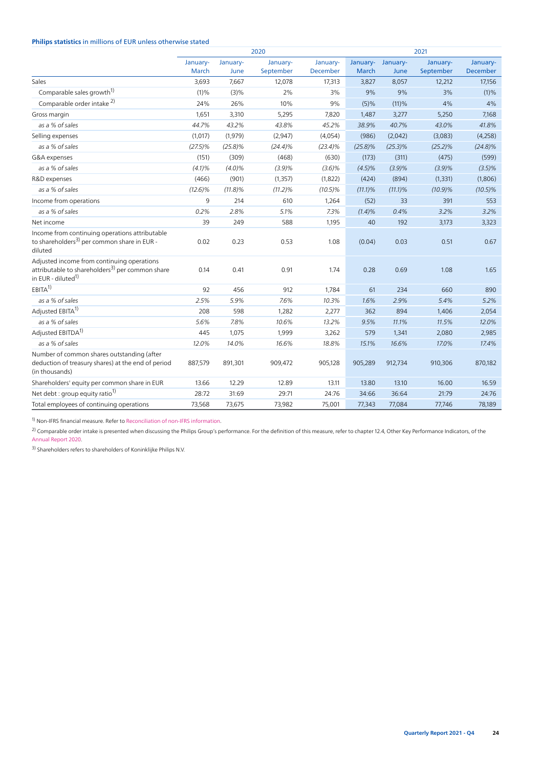**Philips statistics** in millions of EUR unless otherwise stated

| | 2020 | | | | 2021 | | | |
|---|---|---|---|---|---|---|---|---|
| | January-March | January-June | January-September | January-December | January-March | January-June | January-September | January-December |
| Sales | 3,693 | 7,667 | 12,078 | 17,313 | 3,827 | 8,057 | 12,212 | 17,156 |
| Comparable sales growth[1] | (1)% | (3)% | 2% | 3% | 9% | 9% | 3% | (1)% |
| Comparable order intake [2] | 24% | 26% | 10% | 9% | (5)% | (11)% | 4% | 4% |
| Gross margin | 1,651 | 3,310 | 5,295 | 7,820 | 1,487 | 3,277 | 5,250 | 7,168 |
| *as a % of sales* | *44.7%* | *43.2%* | *43.8%* | *45.2%* | *38.9%* | *40.7%* | *43.0%* | *41.8%* |
| Selling expenses | (1,017) | (1,979) | (2,947) | (4,054) | (986) | (2,042) | (3,083) | (4,258) |
| *as a % of sales* | *(27.5)%* | *(25.8)%* | *(24.4)%* | *(23.4)%* | *(25.8)%* | *(25.3)%* | *(25.2)%* | *(24.8)%* |
| G&A expenses | (151) | (309) | (468) | (630) | (173) | (311) | (475) | (599) |
| *as a % of sales* | *(4.1)%* | *(4.0)%* | *(3.9)%* | *(3.6)%* | *(4.5)%* | *(3.9)%* | *(3.9)%* | *(3.5)%* |
| R&D expenses | (466) | (901) | (1,357) | (1,822) | (424) | (894) | (1,331) | (1,806) |
| *as a % of sales* | *(12.6)%* | *(11.8)%* | *(11.2)%* | *(10.5)%* | *(11.1)%* | *(11.1)%* | *(10.9)%* | *(10.5)%* |
| Income from operations | 9 | 214 | 610 | 1,264 | (52) | 33 | 391 | 553 |
| *as a % of sales* | *0.2%* | *2.8%* | *5.1%* | *7.3%* | *(1.4)%* | *0.4%* | *3.2%* | *3.2%* |
| Net income | 39 | 249 | 588 | 1,195 | 40 | 192 | 3,173 | 3,323 |
| Income from continuing operations attributable to shareholders[3] per common share in EUR - diluted | 0.02 | 0.23 | 0.53 | 1.08 | (0.04) | 0.03 | 0.51 | 0.67 |
| Adjusted income from continuing operations attributable to shareholders[3] per common share in EUR - diluted[1] | 0.14 | 0.41 | 0.91 | 1.74 | 0.28 | 0.69 | 1.08 | 1.65 |
| EBITA[1] | 92 | 456 | 912 | 1,784 | 61 | 234 | 660 | 890 |
| *as a % of sales* | *2.5%* | *5.9%* | *7.6%* | *10.3%* | *1.6%* | *2.9%* | *5.4%* | *5.2%* |
| Adjusted EBITA[1] | 208 | 598 | 1,282 | 2,277 | 362 | 894 | 1,406 | 2,054 |
| *as a % of sales* | *5.6%* | *7.8%* | *10.6%* | *13.2%* | *9.5%* | *11.1%* | *11.5%* | *12.0%* |
| Adjusted EBITDA[1] | 445 | 1,075 | 1,999 | 3,262 | 579 | 1,341 | 2,080 | 2,985 |
| *as a % of sales* | *12.0%* | *14.0%* | *16.6%* | *18.8%* | *15.1%* | *16.6%* | *17.0%* | *17.4%* |
| Number of common shares outstanding (after deduction of treasury shares) at the end of period (in thousands) | 887,579 | 891,301 | 909,472 | 905,128 | 905,289 | 912,734 | 910,306 | 870,182 |
| Shareholders' equity per common share in EUR | 13.66 | 12.29 | 12.89 | 13.11 | 13.80 | 13.10 | 16.00 | 16.59 |
| Net debt : group equity ratio[1] | 28:72 | 31:69 | 29:71 | 24:76 | 34:66 | 36:64 | 21:79 | 24:76 |
| Total employees of continuing operations | 73,568 | 73,675 | 73,982 | 75,001 | 77,343 | 77,084 | 77,746 | 78,189 |

[1] Non-IFRS financial measure. Refer to Reconciliation of non-IFRS information.

[2] Comparable order intake is presented when discussing the Philips Group's performance. For the definition of this measure, refer to chapter 12.4, Other Key Performance Indicators, of the Annual Report 2020.

[3] Shareholders refers to shareholders of Koninklijke Philips N.V.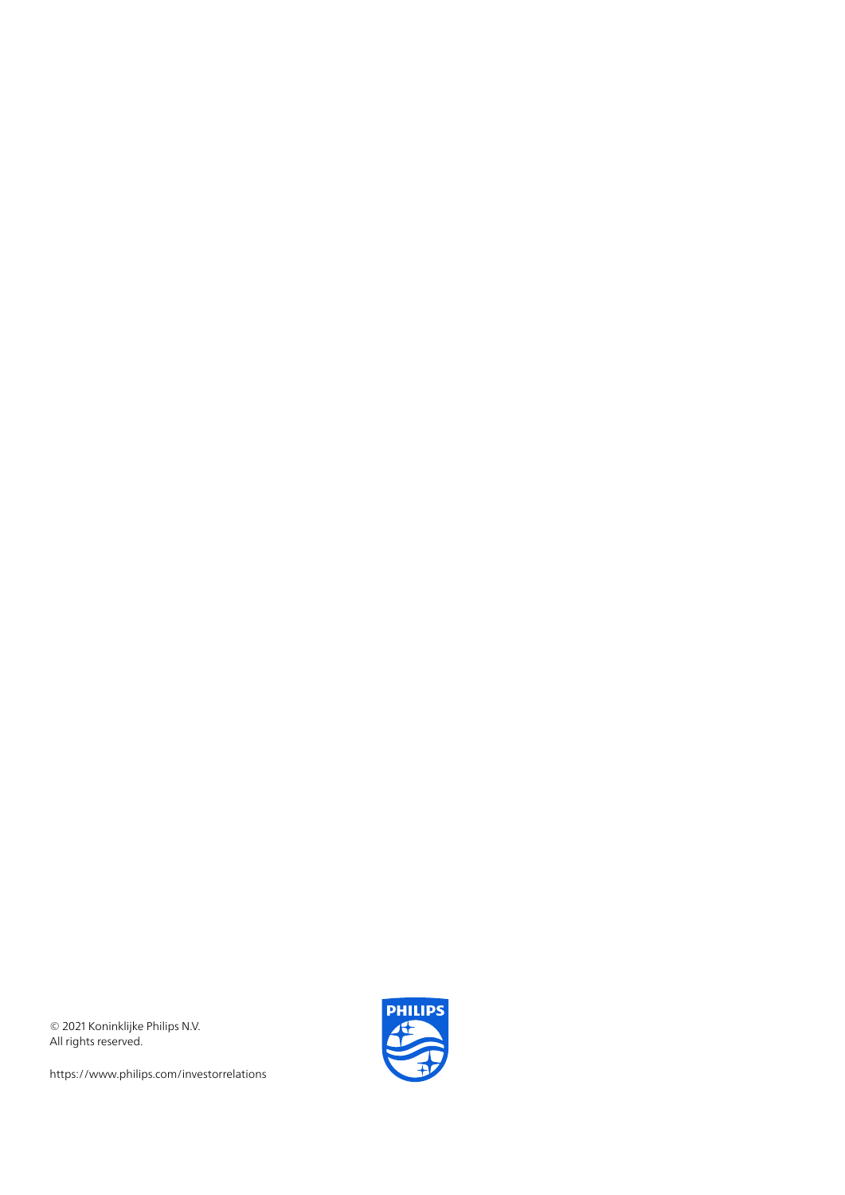© 2021 Koninklijke Philips N.V.
All rights reserved.

https://www.philips.com/investorrelations

PHILIPS